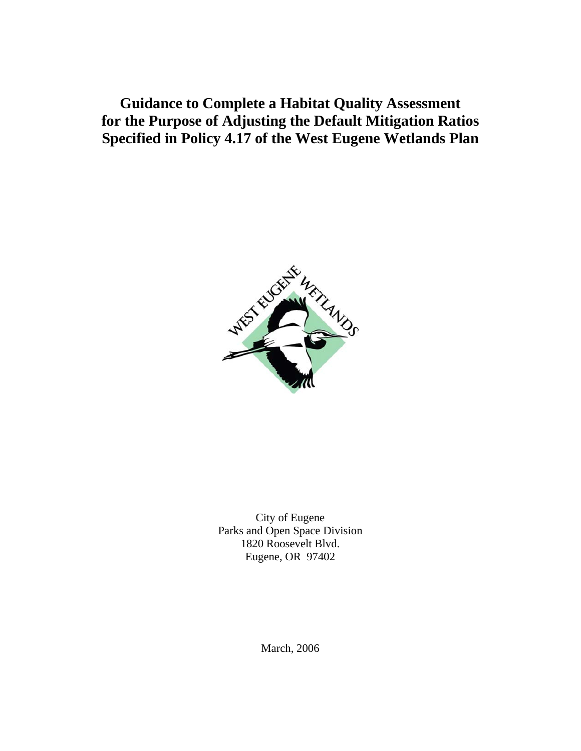# Guidance to Complete a Habitat Quality Assessment for the Purpose of Adjusting the Default Mitigation Ratios Specified in Policy 4.17 of the West Eugene Wetlands Plan

City of Eugene
Parks and Open Space Division
1820 Roosevelt Blvd.
Eugene, OR 97402

March, 2006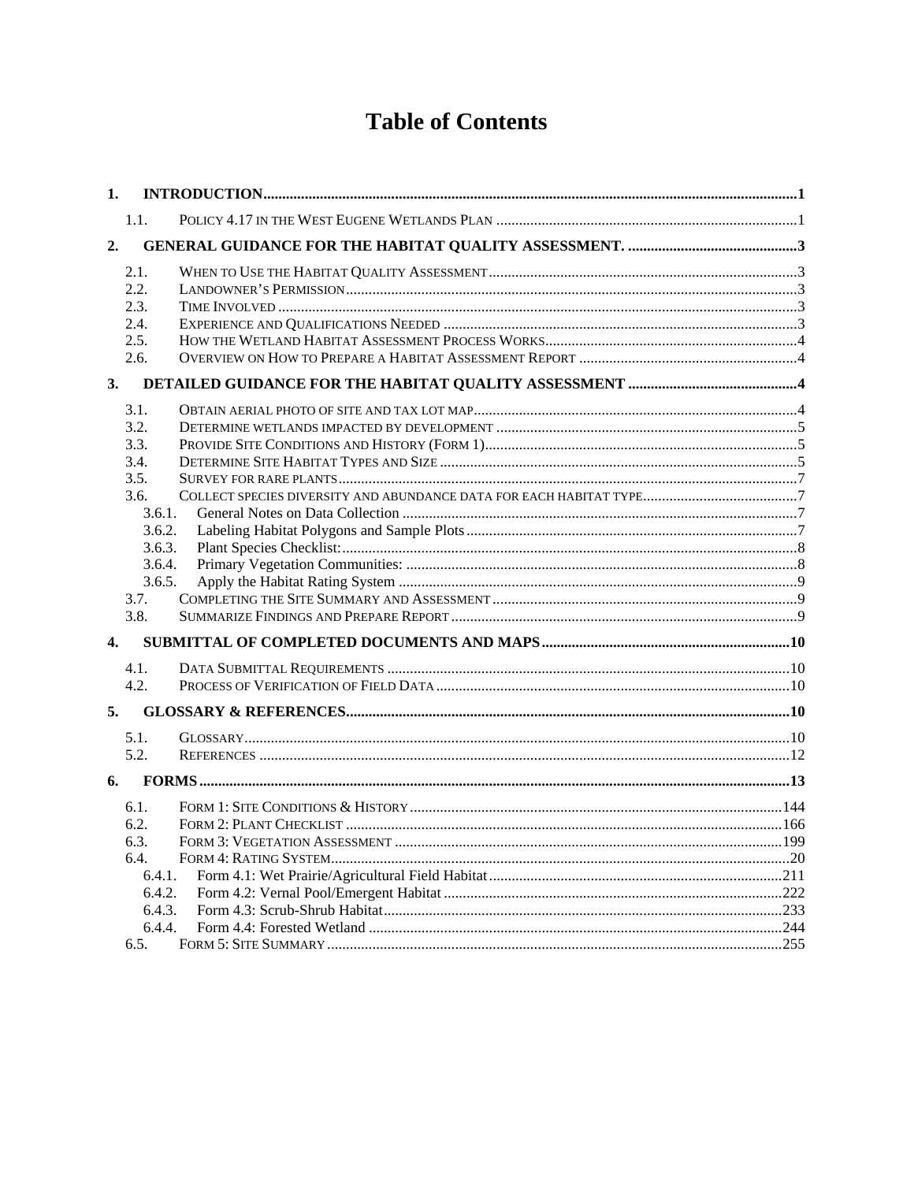# Table of Contents

**1. INTRODUCTION** ........ **1**

- 1.1. POLICY 4.17 IN THE WEST EUGENE WETLANDS PLAN ........ 1

**2. GENERAL GUIDANCE FOR THE HABITAT QUALITY ASSESSMENT.** ........ **3**

- 2.1. WHEN TO USE THE HABITAT QUALITY ASSESSMENT ........ 3
- 2.2. LANDOWNER'S PERMISSION ........ 3
- 2.3. TIME INVOLVED ........ 3
- 2.4. EXPERIENCE AND QUALIFICATIONS NEEDED ........ 3
- 2.5. HOW THE WETLAND HABITAT ASSESSMENT PROCESS WORKS ........ 4
- 2.6. OVERVIEW ON HOW TO PREPARE A HABITAT ASSESSMENT REPORT ........ 4

**3. DETAILED GUIDANCE FOR THE HABITAT QUALITY ASSESSMENT** ........ **4**

- 3.1. OBTAIN AERIAL PHOTO OF SITE AND TAX LOT MAP ........ 4
- 3.2. DETERMINE WETLANDS IMPACTED BY DEVELOPMENT ........ 5
- 3.3. PROVIDE SITE CONDITIONS AND HISTORY (FORM 1) ........ 5
- 3.4. DETERMINE SITE HABITAT TYPES AND SIZE ........ 5
- 3.5. SURVEY FOR RARE PLANTS ........ 7
- 3.6. COLLECT SPECIES DIVERSITY AND ABUNDANCE DATA FOR EACH HABITAT TYPE ........ 7
  - 3.6.1. General Notes on Data Collection ........ 7
  - 3.6.2. Labeling Habitat Polygons and Sample Plots ........ 7
  - 3.6.3. Plant Species Checklist: ........ 8
  - 3.6.4. Primary Vegetation Communities: ........ 8
  - 3.6.5. Apply the Habitat Rating System ........ 9
- 3.7. COMPLETING THE SITE SUMMARY AND ASSESSMENT ........ 9
- 3.8. SUMMARIZE FINDINGS AND PREPARE REPORT ........ 9

**4. SUBMITTAL OF COMPLETED DOCUMENTS AND MAPS** ........ **10**

- 4.1. DATA SUBMITTAL REQUIREMENTS ........ 10
- 4.2. PROCESS OF VERIFICATION OF FIELD DATA ........ 10

**5. GLOSSARY & REFERENCES** ........ **10**

- 5.1. GLOSSARY ........ 10
- 5.2. REFERENCES ........ 12

**6. FORMS** ........ **13**

- 6.1. FORM 1: SITE CONDITIONS & HISTORY ........ 144
- 6.2. FORM 2: PLANT CHECKLIST ........ 166
- 6.3. FORM 3: VEGETATION ASSESSMENT ........ 199
- 6.4. FORM 4: RATING SYSTEM ........ 20
  - 6.4.1. Form 4.1: Wet Prairie/Agricultural Field Habitat ........ 211
  - 6.4.2. Form 4.2: Vernal Pool/Emergent Habitat ........ 222
  - 6.4.3. Form 4.3: Scrub-Shrub Habitat ........ 233
  - 6.4.4. Form 4.4: Forested Wetland ........ 244
- 6.5. FORM 5: SITE SUMMARY ........ 255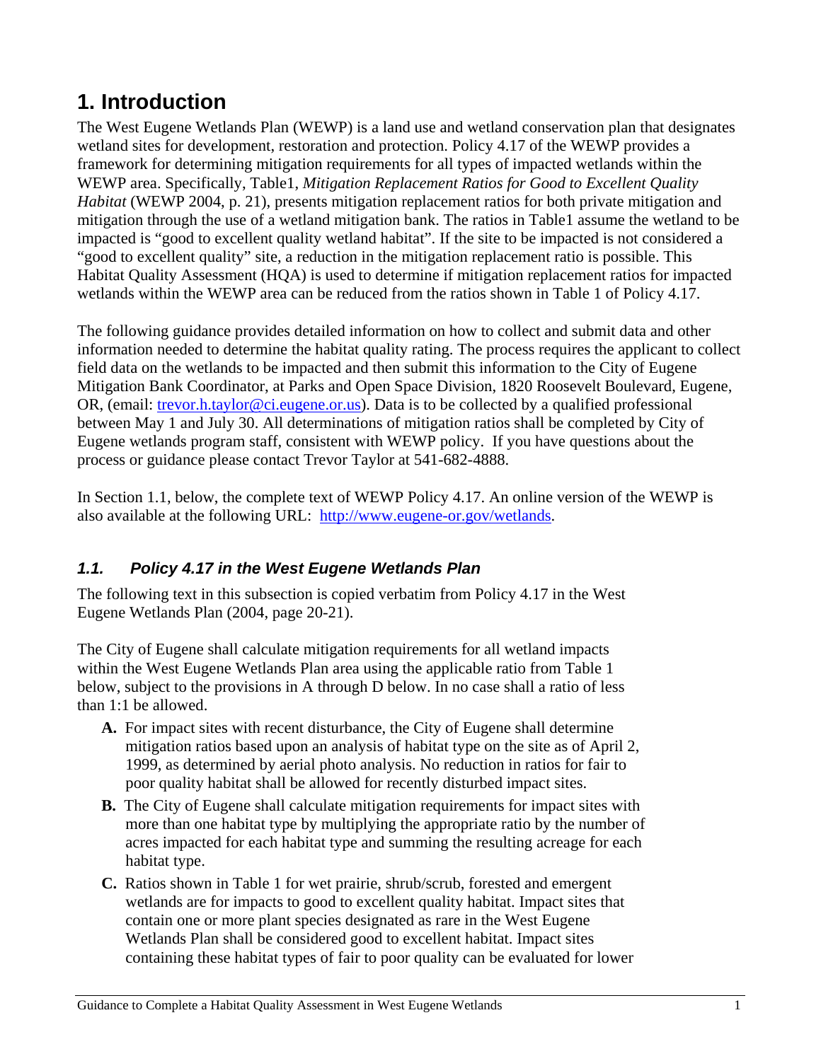# 1. Introduction

The West Eugene Wetlands Plan (WEWP) is a land use and wetland conservation plan that designates wetland sites for development, restoration and protection. Policy 4.17 of the WEWP provides a framework for determining mitigation requirements for all types of impacted wetlands within the WEWP area. Specifically, Table1, *Mitigation Replacement Ratios for Good to Excellent Quality Habitat* (WEWP 2004, p. 21), presents mitigation replacement ratios for both private mitigation and mitigation through the use of a wetland mitigation bank. The ratios in Table1 assume the wetland to be impacted is "good to excellent quality wetland habitat". If the site to be impacted is not considered a "good to excellent quality" site, a reduction in the mitigation replacement ratio is possible. This Habitat Quality Assessment (HQA) is used to determine if mitigation replacement ratios for impacted wetlands within the WEWP area can be reduced from the ratios shown in Table 1 of Policy 4.17.

The following guidance provides detailed information on how to collect and submit data and other information needed to determine the habitat quality rating. The process requires the applicant to collect field data on the wetlands to be impacted and then submit this information to the City of Eugene Mitigation Bank Coordinator, at Parks and Open Space Division, 1820 Roosevelt Boulevard, Eugene, OR, (email: trevor.h.taylor@ci.eugene.or.us). Data is to be collected by a qualified professional between May 1 and July 30. All determinations of mitigation ratios shall be completed by City of Eugene wetlands program staff, consistent with WEWP policy. If you have questions about the process or guidance please contact Trevor Taylor at 541-682-4888.

In Section 1.1, below, the complete text of WEWP Policy 4.17. An online version of the WEWP is also available at the following URL: http://www.eugene-or.gov/wetlands.

## *1.1. Policy 4.17 in the West Eugene Wetlands Plan*

The following text in this subsection is copied verbatim from Policy 4.17 in the West Eugene Wetlands Plan (2004, page 20-21).

The City of Eugene shall calculate mitigation requirements for all wetland impacts within the West Eugene Wetlands Plan area using the applicable ratio from Table 1 below, subject to the provisions in A through D below. In no case shall a ratio of less than 1:1 be allowed.

- **A.** For impact sites with recent disturbance, the City of Eugene shall determine mitigation ratios based upon an analysis of habitat type on the site as of April 2, 1999, as determined by aerial photo analysis. No reduction in ratios for fair to poor quality habitat shall be allowed for recently disturbed impact sites.
- **B.** The City of Eugene shall calculate mitigation requirements for impact sites with more than one habitat type by multiplying the appropriate ratio by the number of acres impacted for each habitat type and summing the resulting acreage for each habitat type.
- **C.** Ratios shown in Table 1 for wet prairie, shrub/scrub, forested and emergent wetlands are for impacts to good to excellent quality habitat. Impact sites that contain one or more plant species designated as rare in the West Eugene Wetlands Plan shall be considered good to excellent habitat. Impact sites containing these habitat types of fair to poor quality can be evaluated for lower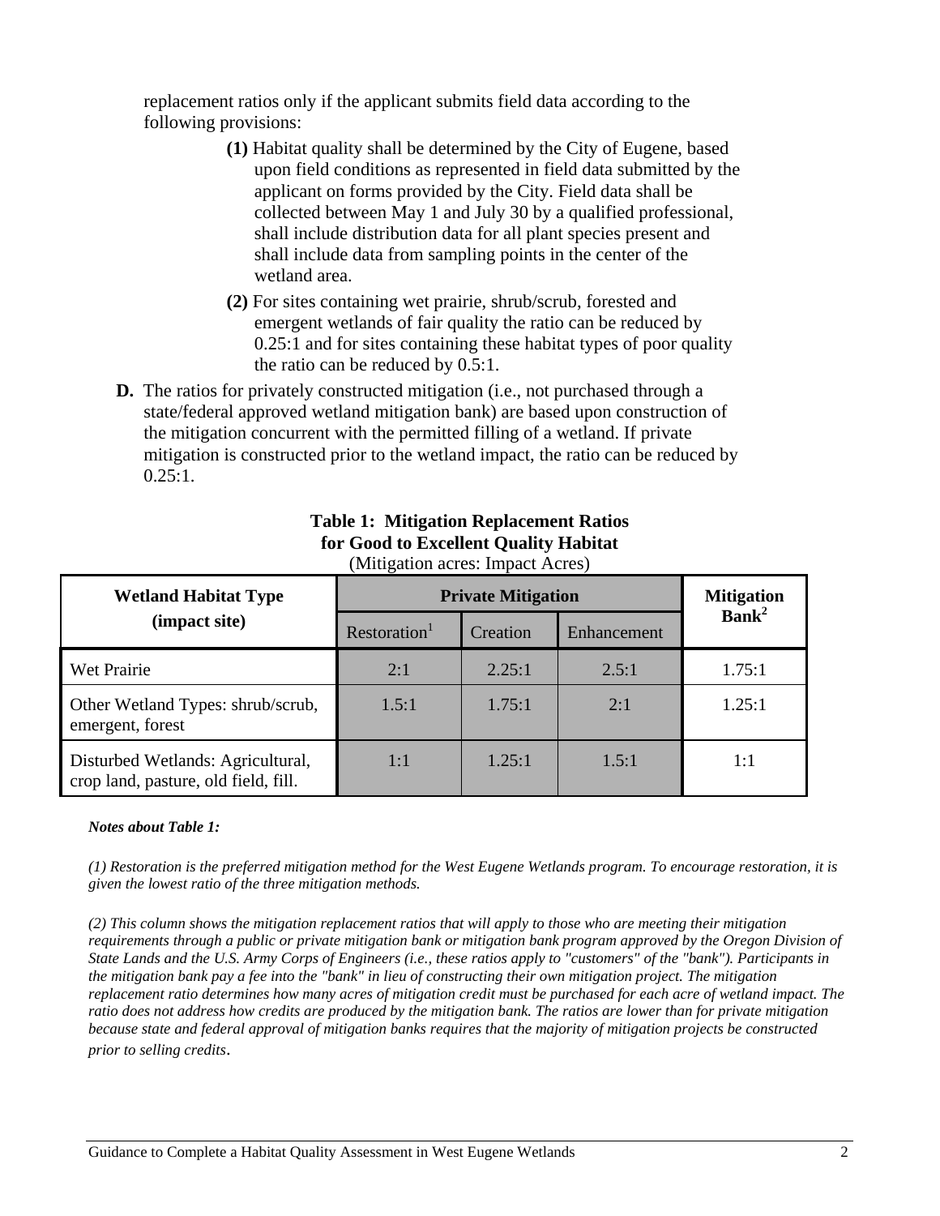replacement ratios only if the applicant submits field data according to the following provisions:

- **(1)** Habitat quality shall be determined by the City of Eugene, based upon field conditions as represented in field data submitted by the applicant on forms provided by the City. Field data shall be collected between May 1 and July 30 by a qualified professional, shall include distribution data for all plant species present and shall include data from sampling points in the center of the wetland area.
- **(2)** For sites containing wet prairie, shrub/scrub, forested and emergent wetlands of fair quality the ratio can be reduced by 0.25:1 and for sites containing these habitat types of poor quality the ratio can be reduced by 0.5:1.

**D.** The ratios for privately constructed mitigation (i.e., not purchased through a state/federal approved wetland mitigation bank) are based upon construction of the mitigation concurrent with the permitted filling of a wetland. If private mitigation is constructed prior to the wetland impact, the ratio can be reduced by 0.25:1.

**Table 1: Mitigation Replacement Ratios for Good to Excellent Quality Habitat**
(Mitigation acres: Impact Acres)

| Wetland Habitat Type (impact site) | Private Mitigation | | | Mitigation Bank[2] |
|---|---|---|---|---|
| | Restoration[1] | Creation | Enhancement | |
| Wet Prairie | 2:1 | 2.25:1 | 2.5:1 | 1.75:1 |
| Other Wetland Types: shrub/scrub, emergent, forest | 1.5:1 | 1.75:1 | 2:1 | 1.25:1 |
| Disturbed Wetlands: Agricultural, crop land, pasture, old field, fill. | 1:1 | 1.25:1 | 1.5:1 | 1:1 |

***Notes about Table 1:***

*(1) Restoration is the preferred mitigation method for the West Eugene Wetlands program. To encourage restoration, it is given the lowest ratio of the three mitigation methods.*

*(2) This column shows the mitigation replacement ratios that will apply to those who are meeting their mitigation requirements through a public or private mitigation bank or mitigation bank program approved by the Oregon Division of State Lands and the U.S. Army Corps of Engineers (i.e., these ratios apply to "customers" of the "bank"). Participants in the mitigation bank pay a fee into the "bank" in lieu of constructing their own mitigation project. The mitigation replacement ratio determines how many acres of mitigation credit must be purchased for each acre of wetland impact. The ratio does not address how credits are produced by the mitigation bank. The ratios are lower than for private mitigation because state and federal approval of mitigation banks requires that the majority of mitigation projects be constructed prior to selling credits.*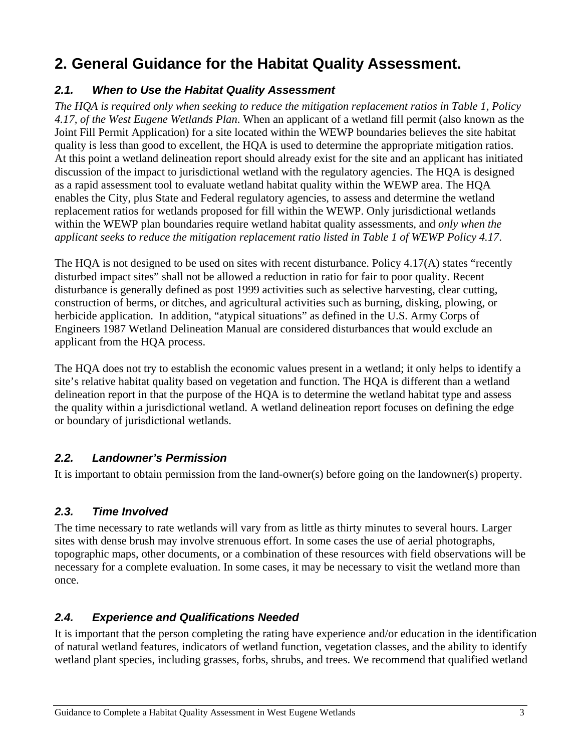# 2. General Guidance for the Habitat Quality Assessment.

## *2.1. When to Use the Habitat Quality Assessment*

*The HQA is required only when seeking to reduce the mitigation replacement ratios in Table 1, Policy 4.17, of the West Eugene Wetlands Plan.* When an applicant of a wetland fill permit (also known as the Joint Fill Permit Application) for a site located within the WEWP boundaries believes the site habitat quality is less than good to excellent, the HQA is used to determine the appropriate mitigation ratios. At this point a wetland delineation report should already exist for the site and an applicant has initiated discussion of the impact to jurisdictional wetland with the regulatory agencies. The HQA is designed as a rapid assessment tool to evaluate wetland habitat quality within the WEWP area. The HQA enables the City, plus State and Federal regulatory agencies, to assess and determine the wetland replacement ratios for wetlands proposed for fill within the WEWP. Only jurisdictional wetlands within the WEWP plan boundaries require wetland habitat quality assessments, and *only when the applicant seeks to reduce the mitigation replacement ratio listed in Table 1 of WEWP Policy 4.17*.

The HQA is not designed to be used on sites with recent disturbance. Policy 4.17(A) states "recently disturbed impact sites" shall not be allowed a reduction in ratio for fair to poor quality. Recent disturbance is generally defined as post 1999 activities such as selective harvesting, clear cutting, construction of berms, or ditches, and agricultural activities such as burning, disking, plowing, or herbicide application. In addition, "atypical situations" as defined in the U.S. Army Corps of Engineers 1987 Wetland Delineation Manual are considered disturbances that would exclude an applicant from the HQA process.

The HQA does not try to establish the economic values present in a wetland; it only helps to identify a site's relative habitat quality based on vegetation and function. The HQA is different than a wetland delineation report in that the purpose of the HQA is to determine the wetland habitat type and assess the quality within a jurisdictional wetland. A wetland delineation report focuses on defining the edge or boundary of jurisdictional wetlands.

## *2.2. Landowner's Permission*

It is important to obtain permission from the land-owner(s) before going on the landowner(s) property.

## *2.3. Time Involved*

The time necessary to rate wetlands will vary from as little as thirty minutes to several hours. Larger sites with dense brush may involve strenuous effort. In some cases the use of aerial photographs, topographic maps, other documents, or a combination of these resources with field observations will be necessary for a complete evaluation. In some cases, it may be necessary to visit the wetland more than once.

## *2.4. Experience and Qualifications Needed*

It is important that the person completing the rating have experience and/or education in the identification of natural wetland features, indicators of wetland function, vegetation classes, and the ability to identify wetland plant species, including grasses, forbs, shrubs, and trees. We recommend that qualified wetland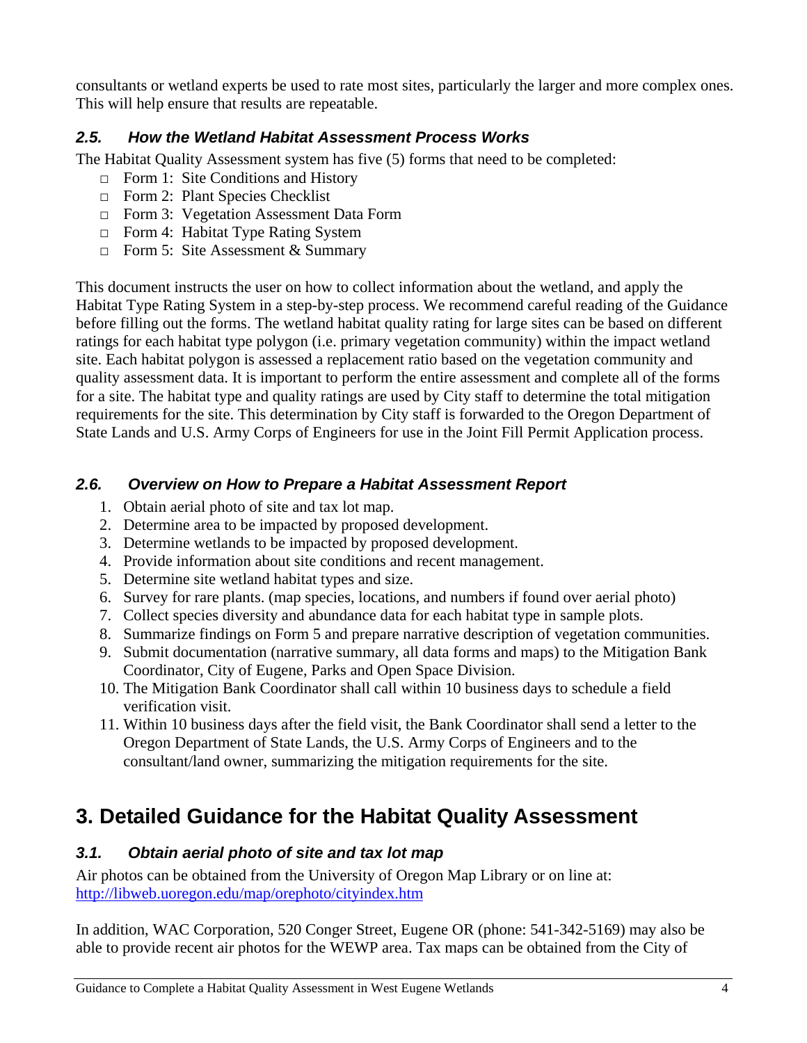consultants or wetland experts be used to rate most sites, particularly the larger and more complex ones. This will help ensure that results are repeatable.

### *2.5. How the Wetland Habitat Assessment Process Works*

The Habitat Quality Assessment system has five (5) forms that need to be completed:

- □ Form 1: Site Conditions and History
- □ Form 2: Plant Species Checklist
- □ Form 3: Vegetation Assessment Data Form
- □ Form 4: Habitat Type Rating System
- □ Form 5: Site Assessment & Summary

This document instructs the user on how to collect information about the wetland, and apply the Habitat Type Rating System in a step-by-step process. We recommend careful reading of the Guidance before filling out the forms. The wetland habitat quality rating for large sites can be based on different ratings for each habitat type polygon (i.e. primary vegetation community) within the impact wetland site. Each habitat polygon is assessed a replacement ratio based on the vegetation community and quality assessment data. It is important to perform the entire assessment and complete all of the forms for a site. The habitat type and quality ratings are used by City staff to determine the total mitigation requirements for the site. This determination by City staff is forwarded to the Oregon Department of State Lands and U.S. Army Corps of Engineers for use in the Joint Fill Permit Application process.

### *2.6. Overview on How to Prepare a Habitat Assessment Report*

1. Obtain aerial photo of site and tax lot map.
2. Determine area to be impacted by proposed development.
3. Determine wetlands to be impacted by proposed development.
4. Provide information about site conditions and recent management.
5. Determine site wetland habitat types and size.
6. Survey for rare plants. (map species, locations, and numbers if found over aerial photo)
7. Collect species diversity and abundance data for each habitat type in sample plots.
8. Summarize findings on Form 5 and prepare narrative description of vegetation communities.
9. Submit documentation (narrative summary, all data forms and maps) to the Mitigation Bank Coordinator, City of Eugene, Parks and Open Space Division.
10. The Mitigation Bank Coordinator shall call within 10 business days to schedule a field verification visit.
11. Within 10 business days after the field visit, the Bank Coordinator shall send a letter to the Oregon Department of State Lands, the U.S. Army Corps of Engineers and to the consultant/land owner, summarizing the mitigation requirements for the site.

## 3. Detailed Guidance for the Habitat Quality Assessment

### *3.1. Obtain aerial photo of site and tax lot map*

Air photos can be obtained from the University of Oregon Map Library or on line at: http://libweb.uoregon.edu/map/orephoto/cityindex.htm

In addition, WAC Corporation, 520 Conger Street, Eugene OR (phone: 541-342-5169) may also be able to provide recent air photos for the WEWP area. Tax maps can be obtained from the City of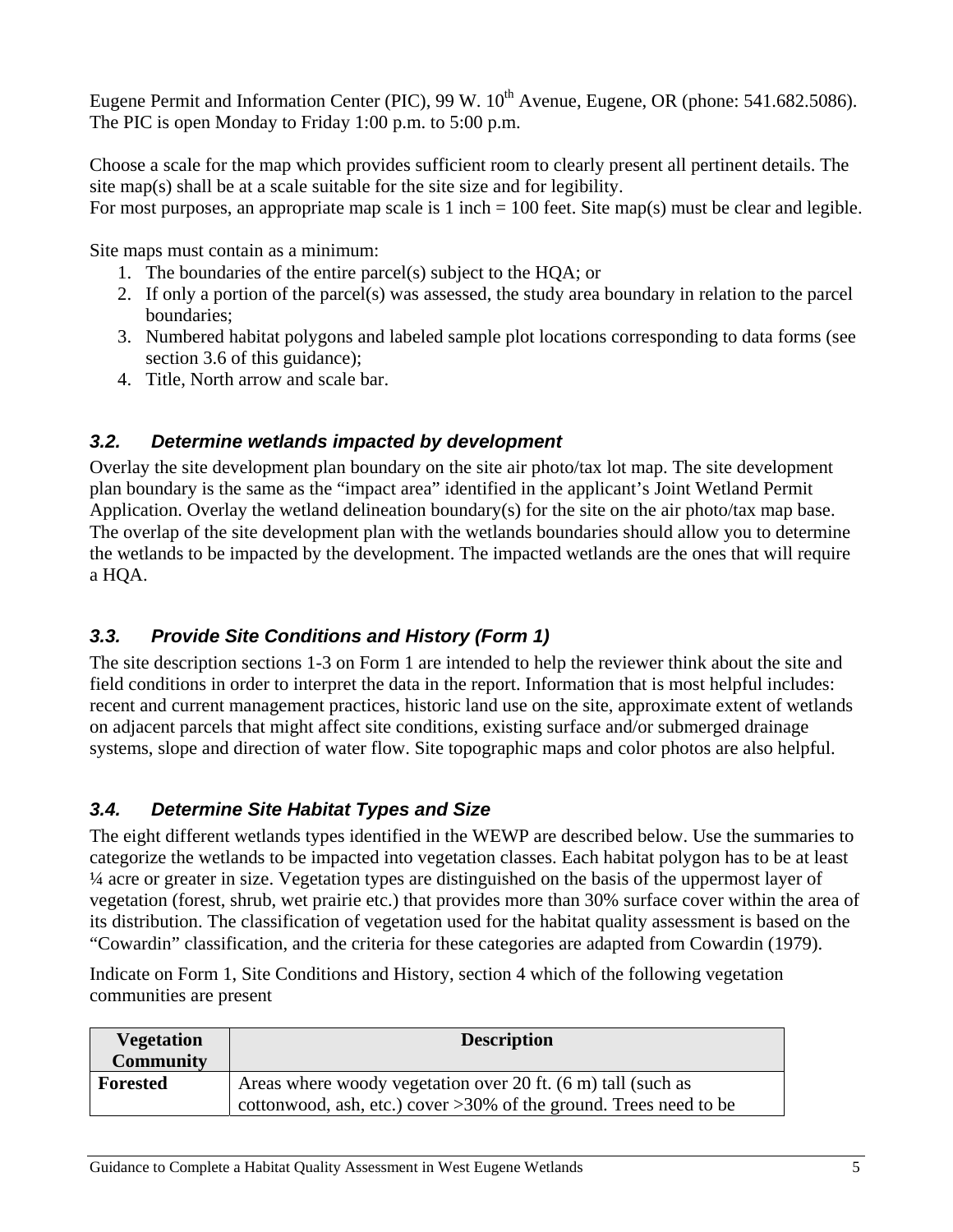Eugene Permit and Information Center (PIC), 99 W. 10th Avenue, Eugene, OR (phone: 541.682.5086). The PIC is open Monday to Friday 1:00 p.m. to 5:00 p.m.

Choose a scale for the map which provides sufficient room to clearly present all pertinent details. The site map(s) shall be at a scale suitable for the site size and for legibility.
For most purposes, an appropriate map scale is 1 inch = 100 feet. Site map(s) must be clear and legible.

Site maps must contain as a minimum:

1. The boundaries of the entire parcel(s) subject to the HQA; or
2. If only a portion of the parcel(s) was assessed, the study area boundary in relation to the parcel boundaries;
3. Numbered habitat polygons and labeled sample plot locations corresponding to data forms (see section 3.6 of this guidance);
4. Title, North arrow and scale bar.

### *3.2. Determine wetlands impacted by development*

Overlay the site development plan boundary on the site air photo/tax lot map. The site development plan boundary is the same as the "impact area" identified in the applicant's Joint Wetland Permit Application. Overlay the wetland delineation boundary(s) for the site on the air photo/tax map base. The overlap of the site development plan with the wetlands boundaries should allow you to determine the wetlands to be impacted by the development. The impacted wetlands are the ones that will require a HQA.

### *3.3. Provide Site Conditions and History (Form 1)*

The site description sections 1-3 on Form 1 are intended to help the reviewer think about the site and field conditions in order to interpret the data in the report. Information that is most helpful includes: recent and current management practices, historic land use on the site, approximate extent of wetlands on adjacent parcels that might affect site conditions, existing surface and/or submerged drainage systems, slope and direction of water flow. Site topographic maps and color photos are also helpful.

### *3.4. Determine Site Habitat Types and Size*

The eight different wetlands types identified in the WEWP are described below. Use the summaries to categorize the wetlands to be impacted into vegetation classes. Each habitat polygon has to be at least ¼ acre or greater in size. Vegetation types are distinguished on the basis of the uppermost layer of vegetation (forest, shrub, wet prairie etc.) that provides more than 30% surface cover within the area of its distribution. The classification of vegetation used for the habitat quality assessment is based on the "Cowardin" classification, and the criteria for these categories are adapted from Cowardin (1979).

Indicate on Form 1, Site Conditions and History, section 4 which of the following vegetation communities are present

| Vegetation Community | Description |
|---|---|
| **Forested** | Areas where woody vegetation over 20 ft. (6 m) tall (such as cottonwood, ash, etc.) cover >30% of the ground. Trees need to be |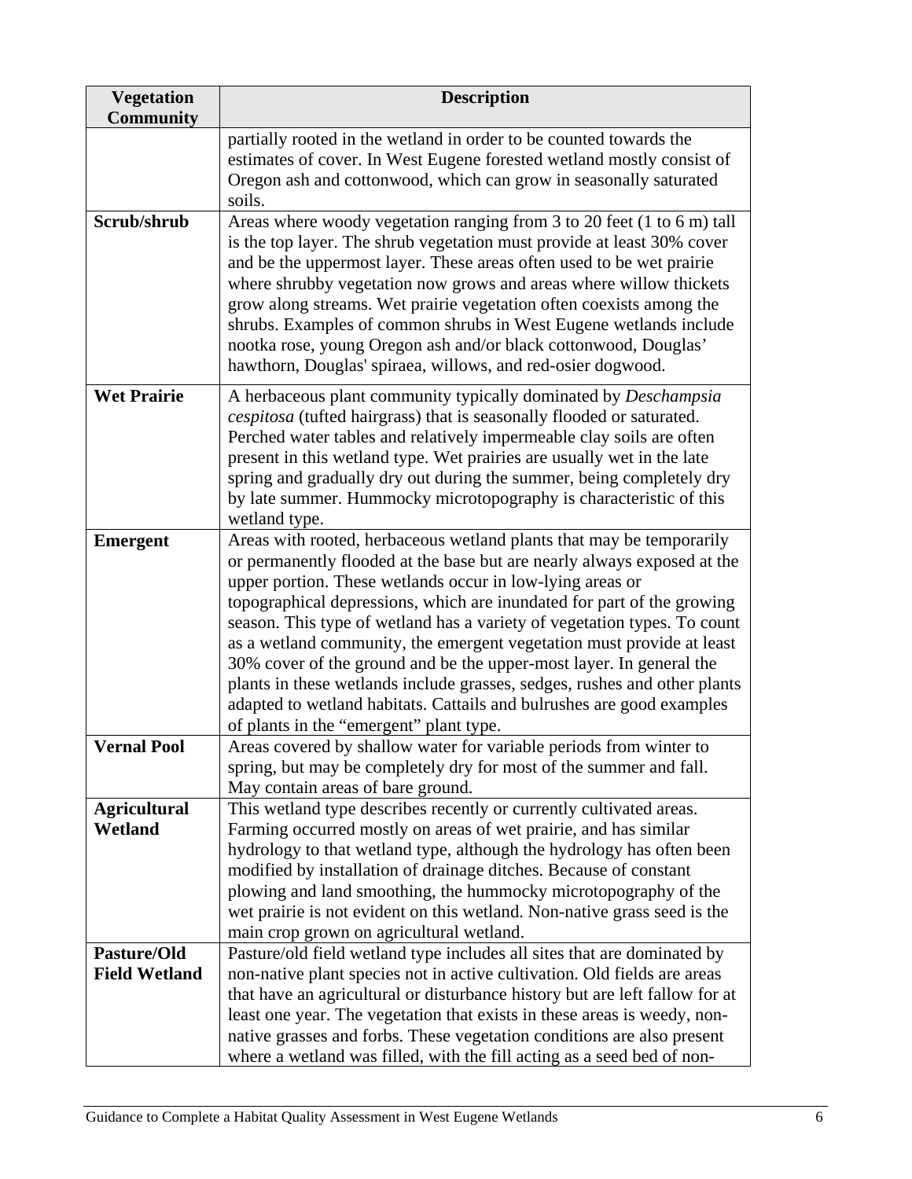| Vegetation Community | Description |
|---|---|
| | partially rooted in the wetland in order to be counted towards the estimates of cover. In West Eugene forested wetland mostly consist of Oregon ash and cottonwood, which can grow in seasonally saturated soils. |
| **Scrub/shrub** | Areas where woody vegetation ranging from 3 to 20 feet (1 to 6 m) tall is the top layer. The shrub vegetation must provide at least 30% cover and be the uppermost layer. These areas often used to be wet prairie where shrubby vegetation now grows and areas where willow thickets grow along streams. Wet prairie vegetation often coexists among the shrubs. Examples of common shrubs in West Eugene wetlands include nootka rose, young Oregon ash and/or black cottonwood, Douglas' hawthorn, Douglas' spiraea, willows, and red-osier dogwood. |
| **Wet Prairie** | A herbaceous plant community typically dominated by *Deschampsia cespitosa* (tufted hairgrass) that is seasonally flooded or saturated. Perched water tables and relatively impermeable clay soils are often present in this wetland type. Wet prairies are usually wet in the late spring and gradually dry out during the summer, being completely dry by late summer. Hummocky microtopography is characteristic of this wetland type. |
| **Emergent** | Areas with rooted, herbaceous wetland plants that may be temporarily or permanently flooded at the base but are nearly always exposed at the upper portion. These wetlands occur in low-lying areas or topographical depressions, which are inundated for part of the growing season. This type of wetland has a variety of vegetation types. To count as a wetland community, the emergent vegetation must provide at least 30% cover of the ground and be the upper-most layer. In general the plants in these wetlands include grasses, sedges, rushes and other plants adapted to wetland habitats. Cattails and bulrushes are good examples of plants in the "emergent" plant type. |
| **Vernal Pool** | Areas covered by shallow water for variable periods from winter to spring, but may be completely dry for most of the summer and fall. May contain areas of bare ground. |
| **Agricultural Wetland** | This wetland type describes recently or currently cultivated areas. Farming occurred mostly on areas of wet prairie, and has similar hydrology to that wetland type, although the hydrology has often been modified by installation of drainage ditches. Because of constant plowing and land smoothing, the hummocky microtopography of the wet prairie is not evident on this wetland. Non-native grass seed is the main crop grown on agricultural wetland. |
| **Pasture/Old Field Wetland** | Pasture/old field wetland type includes all sites that are dominated by non-native plant species not in active cultivation. Old fields are areas that have an agricultural or disturbance history but are left fallow for at least one year. The vegetation that exists in these areas is weedy, non-native grasses and forbs. These vegetation conditions are also present where a wetland was filled, with the fill acting as a seed bed of non- |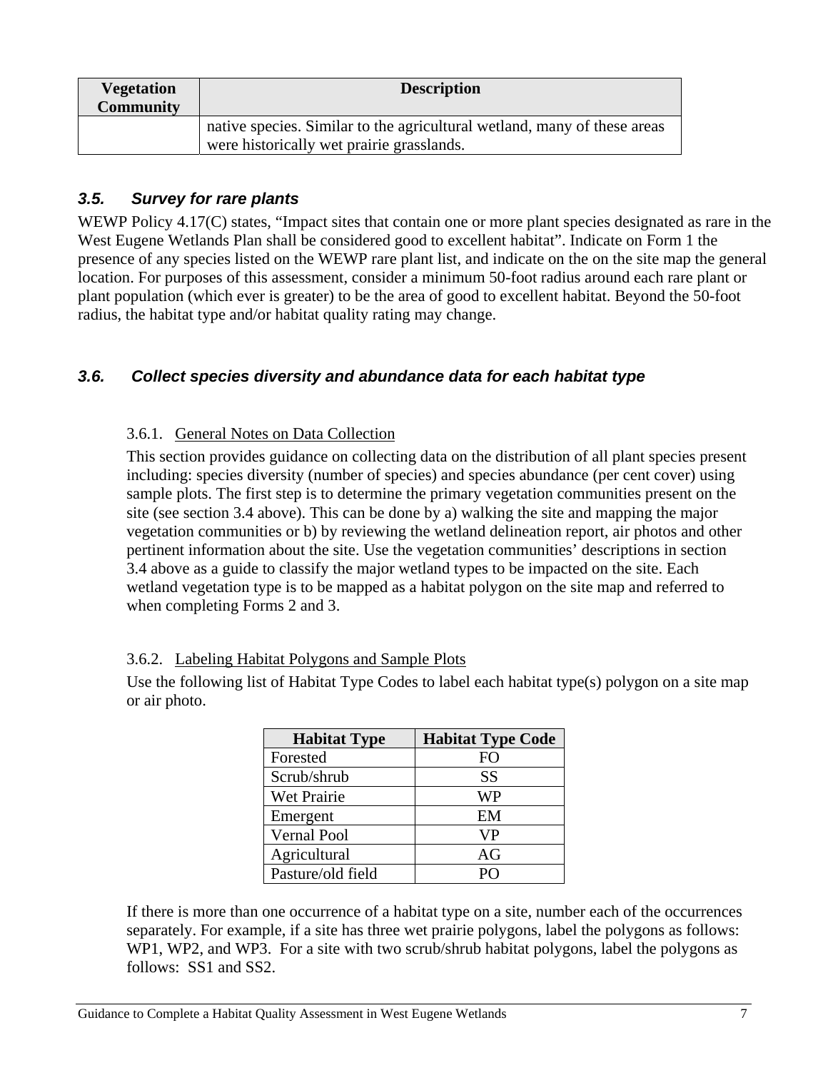| Vegetation Community | Description |
| --- | --- |
| | native species. Similar to the agricultural wetland, many of these areas were historically wet prairie grasslands. |

### *3.5. Survey for rare plants*

WEWP Policy 4.17(C) states, "Impact sites that contain one or more plant species designated as rare in the West Eugene Wetlands Plan shall be considered good to excellent habitat". Indicate on Form 1 the presence of any species listed on the WEWP rare plant list, and indicate on the on the site map the general location. For purposes of this assessment, consider a minimum 50-foot radius around each rare plant or plant population (which ever is greater) to be the area of good to excellent habitat. Beyond the 50-foot radius, the habitat type and/or habitat quality rating may change.

### *3.6. Collect species diversity and abundance data for each habitat type*

#### 3.6.1. General Notes on Data Collection

This section provides guidance on collecting data on the distribution of all plant species present including: species diversity (number of species) and species abundance (per cent cover) using sample plots. The first step is to determine the primary vegetation communities present on the site (see section 3.4 above). This can be done by a) walking the site and mapping the major vegetation communities or b) by reviewing the wetland delineation report, air photos and other pertinent information about the site. Use the vegetation communities' descriptions in section 3.4 above as a guide to classify the major wetland types to be impacted on the site. Each wetland vegetation type is to be mapped as a habitat polygon on the site map and referred to when completing Forms 2 and 3.

#### 3.6.2. Labeling Habitat Polygons and Sample Plots

Use the following list of Habitat Type Codes to label each habitat type(s) polygon on a site map or air photo.

| Habitat Type | Habitat Type Code |
| --- | --- |
| Forested | FO |
| Scrub/shrub | SS |
| Wet Prairie | WP |
| Emergent | EM |
| Vernal Pool | VP |
| Agricultural | AG |
| Pasture/old field | PO |

If there is more than one occurrence of a habitat type on a site, number each of the occurrences separately. For example, if a site has three wet prairie polygons, label the polygons as follows: WP1, WP2, and WP3. For a site with two scrub/shrub habitat polygons, label the polygons as follows: SS1 and SS2.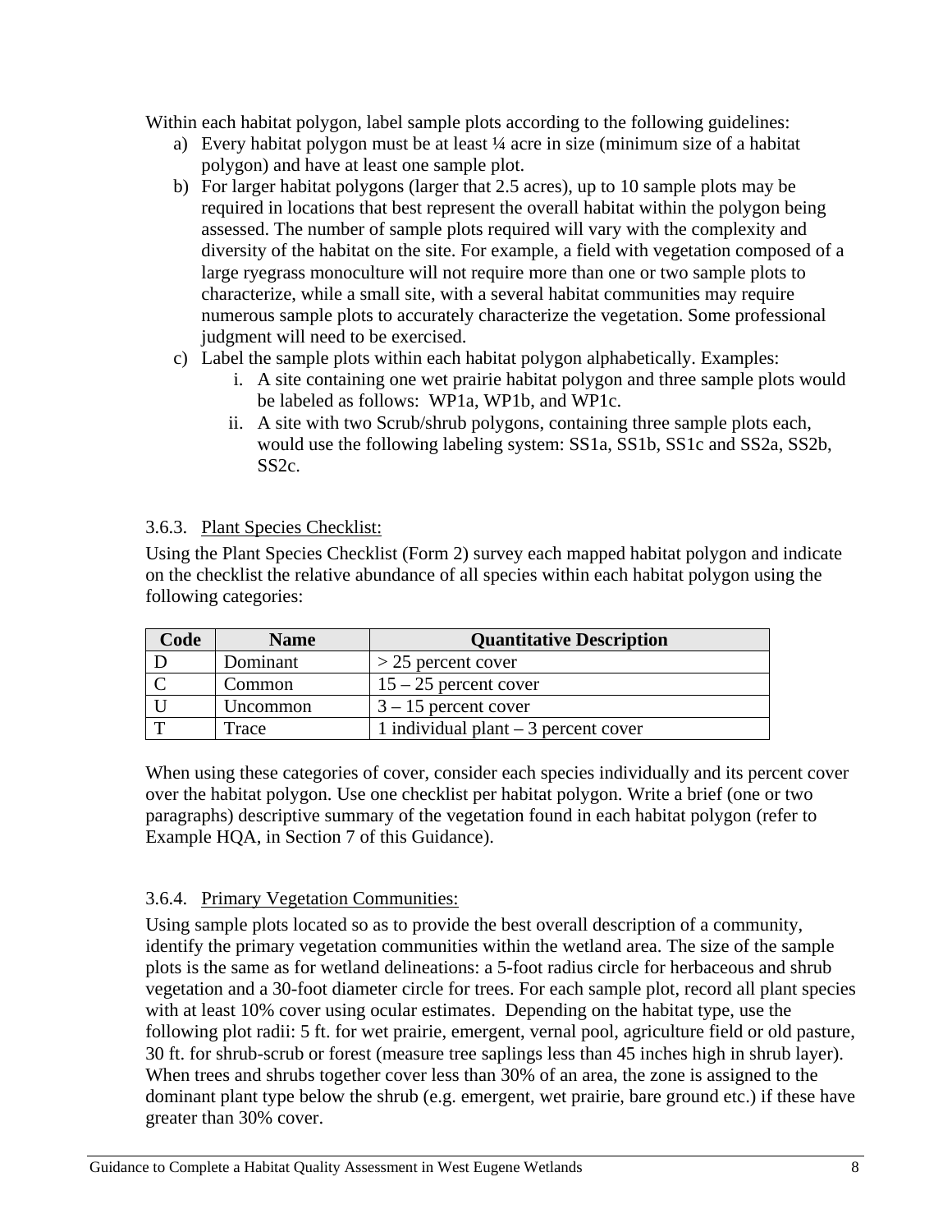Within each habitat polygon, label sample plots according to the following guidelines:

a) Every habitat polygon must be at least ¼ acre in size (minimum size of a habitat polygon) and have at least one sample plot.
b) For larger habitat polygons (larger that 2.5 acres), up to 10 sample plots may be required in locations that best represent the overall habitat within the polygon being assessed. The number of sample plots required will vary with the complexity and diversity of the habitat on the site. For example, a field with vegetation composed of a large ryegrass monoculture will not require more than one or two sample plots to characterize, while a small site, with a several habitat communities may require numerous sample plots to accurately characterize the vegetation. Some professional judgment will need to be exercised.
c) Label the sample plots within each habitat polygon alphabetically. Examples:
    i. A site containing one wet prairie habitat polygon and three sample plots would be labeled as follows: WP1a, WP1b, and WP1c.
    ii. A site with two Scrub/shrub polygons, containing three sample plots each, would use the following labeling system: SS1a, SS1b, SS1c and SS2a, SS2b, SS2c.

### 3.6.3. Plant Species Checklist:

Using the Plant Species Checklist (Form 2) survey each mapped habitat polygon and indicate on the checklist the relative abundance of all species within each habitat polygon using the following categories:

| Code | Name | Quantitative Description |
|---|---|---|
| D | Dominant | > 25 percent cover |
| C | Common | 15 – 25 percent cover |
| U | Uncommon | 3 – 15 percent cover |
| T | Trace | 1 individual plant – 3 percent cover |

When using these categories of cover, consider each species individually and its percent cover over the habitat polygon. Use one checklist per habitat polygon. Write a brief (one or two paragraphs) descriptive summary of the vegetation found in each habitat polygon (refer to Example HQA, in Section 7 of this Guidance).

### 3.6.4. Primary Vegetation Communities:

Using sample plots located so as to provide the best overall description of a community, identify the primary vegetation communities within the wetland area. The size of the sample plots is the same as for wetland delineations: a 5-foot radius circle for herbaceous and shrub vegetation and a 30-foot diameter circle for trees. For each sample plot, record all plant species with at least 10% cover using ocular estimates. Depending on the habitat type, use the following plot radii: 5 ft. for wet prairie, emergent, vernal pool, agriculture field or old pasture, 30 ft. for shrub-scrub or forest (measure tree saplings less than 45 inches high in shrub layer). When trees and shrubs together cover less than 30% of an area, the zone is assigned to the dominant plant type below the shrub (e.g. emergent, wet prairie, bare ground etc.) if these have greater than 30% cover.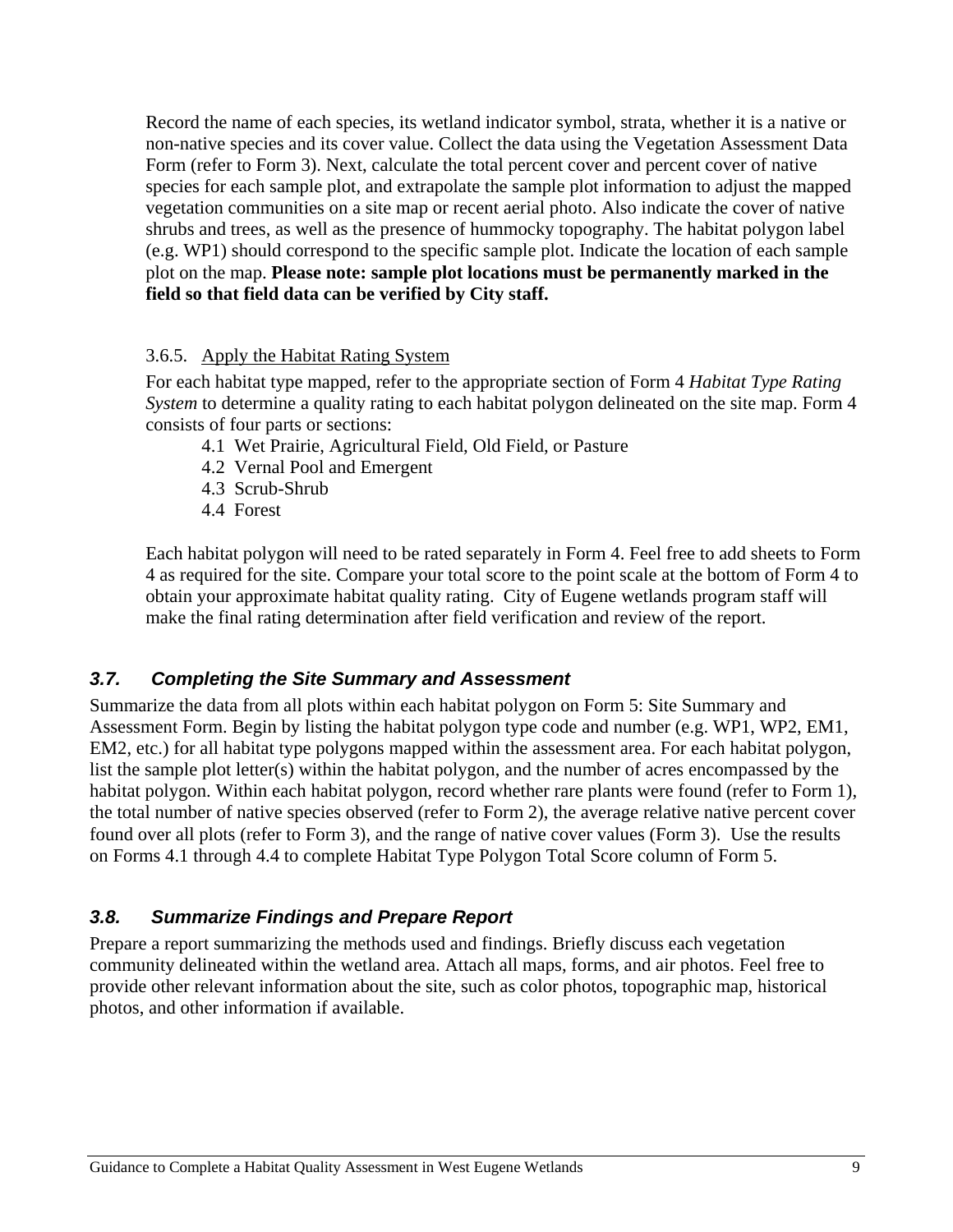Record the name of each species, its wetland indicator symbol, strata, whether it is a native or non-native species and its cover value. Collect the data using the Vegetation Assessment Data Form (refer to Form 3). Next, calculate the total percent cover and percent cover of native species for each sample plot, and extrapolate the sample plot information to adjust the mapped vegetation communities on a site map or recent aerial photo. Also indicate the cover of native shrubs and trees, as well as the presence of hummocky topography. The habitat polygon label (e.g. WP1) should correspond to the specific sample plot. Indicate the location of each sample plot on the map. **Please note: sample plot locations must be permanently marked in the field so that field data can be verified by City staff.**

#### 3.6.5. Apply the Habitat Rating System

For each habitat type mapped, refer to the appropriate section of Form 4 *Habitat Type Rating System* to determine a quality rating to each habitat polygon delineated on the site map. Form 4 consists of four parts or sections:

- 4.1 Wet Prairie, Agricultural Field, Old Field, or Pasture
- 4.2 Vernal Pool and Emergent
- 4.3 Scrub-Shrub
- 4.4 Forest

Each habitat polygon will need to be rated separately in Form 4. Feel free to add sheets to Form 4 as required for the site. Compare your total score to the point scale at the bottom of Form 4 to obtain your approximate habitat quality rating. City of Eugene wetlands program staff will make the final rating determination after field verification and review of the report.

### *3.7. Completing the Site Summary and Assessment*

Summarize the data from all plots within each habitat polygon on Form 5: Site Summary and Assessment Form. Begin by listing the habitat polygon type code and number (e.g. WP1, WP2, EM1, EM2, etc.) for all habitat type polygons mapped within the assessment area. For each habitat polygon, list the sample plot letter(s) within the habitat polygon, and the number of acres encompassed by the habitat polygon. Within each habitat polygon, record whether rare plants were found (refer to Form 1), the total number of native species observed (refer to Form 2), the average relative native percent cover found over all plots (refer to Form 3), and the range of native cover values (Form 3). Use the results on Forms 4.1 through 4.4 to complete Habitat Type Polygon Total Score column of Form 5.

### *3.8. Summarize Findings and Prepare Report*

Prepare a report summarizing the methods used and findings. Briefly discuss each vegetation community delineated within the wetland area. Attach all maps, forms, and air photos. Feel free to provide other relevant information about the site, such as color photos, topographic map, historical photos, and other information if available.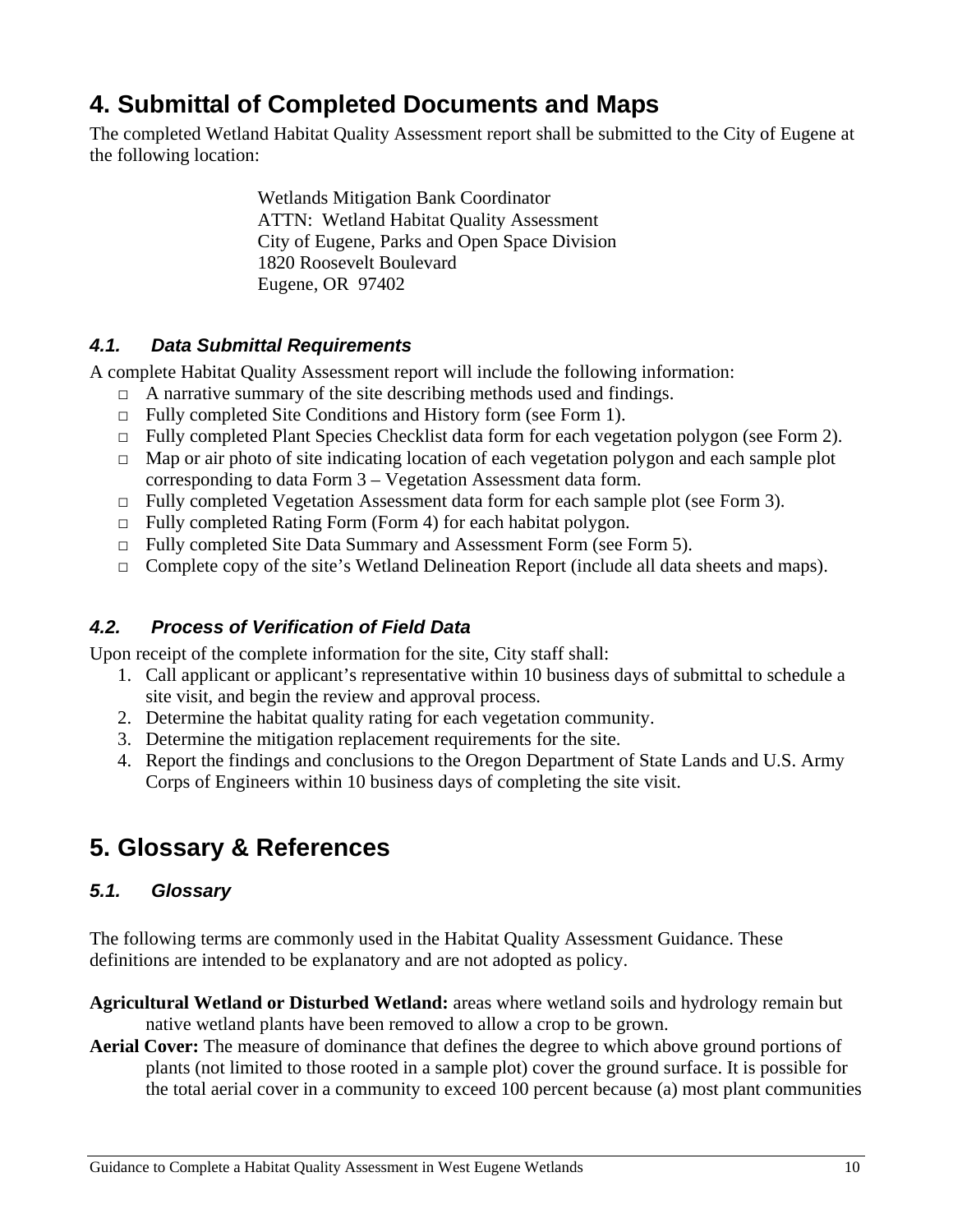# 4. Submittal of Completed Documents and Maps

The completed Wetland Habitat Quality Assessment report shall be submitted to the City of Eugene at the following location:

Wetlands Mitigation Bank Coordinator
ATTN: Wetland Habitat Quality Assessment
City of Eugene, Parks and Open Space Division
1820 Roosevelt Boulevard
Eugene, OR 97402

### *4.1. Data Submittal Requirements*

A complete Habitat Quality Assessment report will include the following information:

- □ A narrative summary of the site describing methods used and findings.
- □ Fully completed Site Conditions and History form (see Form 1).
- □ Fully completed Plant Species Checklist data form for each vegetation polygon (see Form 2).
- □ Map or air photo of site indicating location of each vegetation polygon and each sample plot corresponding to data Form 3 – Vegetation Assessment data form.
- □ Fully completed Vegetation Assessment data form for each sample plot (see Form 3).
- □ Fully completed Rating Form (Form 4) for each habitat polygon.
- □ Fully completed Site Data Summary and Assessment Form (see Form 5).
- □ Complete copy of the site's Wetland Delineation Report (include all data sheets and maps).

### *4.2. Process of Verification of Field Data*

Upon receipt of the complete information for the site, City staff shall:

1. Call applicant or applicant's representative within 10 business days of submittal to schedule a site visit, and begin the review and approval process.
2. Determine the habitat quality rating for each vegetation community.
3. Determine the mitigation replacement requirements for the site.
4. Report the findings and conclusions to the Oregon Department of State Lands and U.S. Army Corps of Engineers within 10 business days of completing the site visit.

# 5. Glossary & References

### *5.1. Glossary*

The following terms are commonly used in the Habitat Quality Assessment Guidance. These definitions are intended to be explanatory and are not adopted as policy.

**Agricultural Wetland or Disturbed Wetland:** areas where wetland soils and hydrology remain but native wetland plants have been removed to allow a crop to be grown.

**Aerial Cover:** The measure of dominance that defines the degree to which above ground portions of plants (not limited to those rooted in a sample plot) cover the ground surface. It is possible for the total aerial cover in a community to exceed 100 percent because (a) most plant communities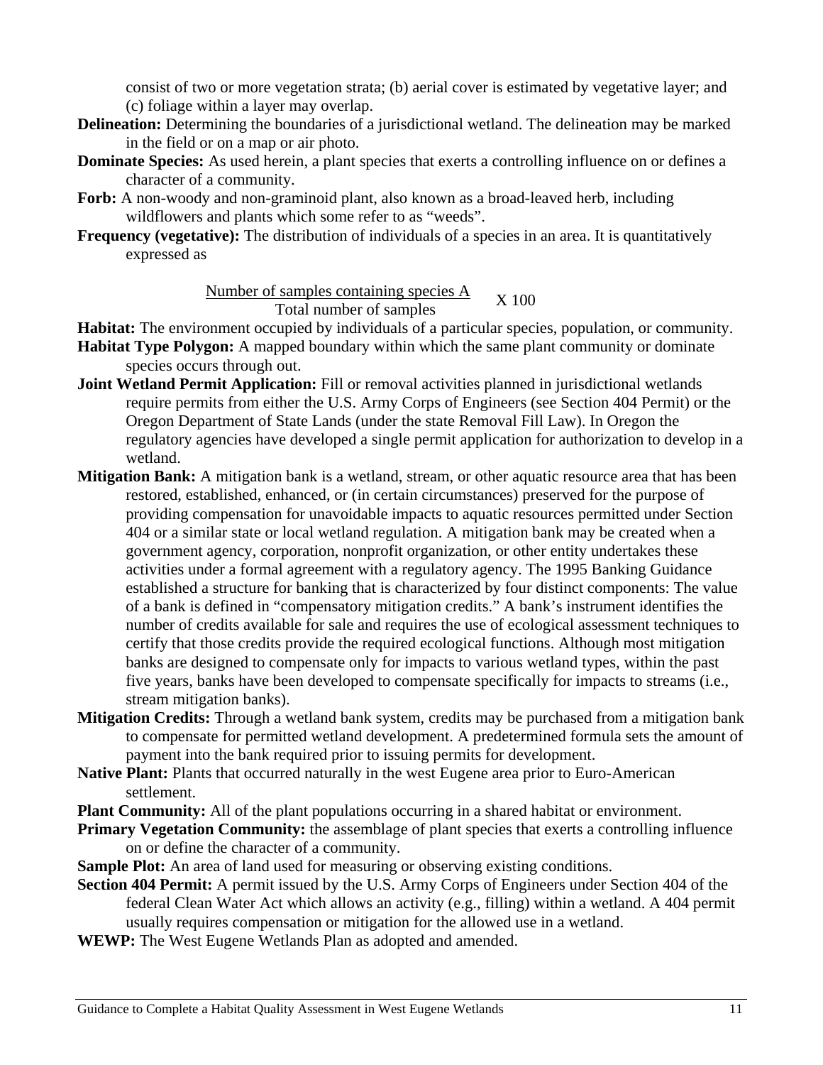consist of two or more vegetation strata; (b) aerial cover is estimated by vegetative layer; and (c) foliage within a layer may overlap.

**Delineation:** Determining the boundaries of a jurisdictional wetland. The delineation may be marked in the field or on a map or air photo.

**Dominate Species:** As used herein, a plant species that exerts a controlling influence on or defines a character of a community.

**Forb:** A non-woody and non-graminoid plant, also known as a broad-leaved herb, including wildflowers and plants which some refer to as "weeds".

**Frequency (vegetative):** The distribution of individuals of a species in an area. It is quantitatively expressed as

$$\frac{\text{Number of samples containing species A}}{\text{Total number of samples}} \times 100$$

**Habitat:** The environment occupied by individuals of a particular species, population, or community.

**Habitat Type Polygon:** A mapped boundary within which the same plant community or dominate species occurs through out.

**Joint Wetland Permit Application:** Fill or removal activities planned in jurisdictional wetlands require permits from either the U.S. Army Corps of Engineers (see Section 404 Permit) or the Oregon Department of State Lands (under the state Removal Fill Law). In Oregon the regulatory agencies have developed a single permit application for authorization to develop in a wetland.

**Mitigation Bank:** A mitigation bank is a wetland, stream, or other aquatic resource area that has been restored, established, enhanced, or (in certain circumstances) preserved for the purpose of providing compensation for unavoidable impacts to aquatic resources permitted under Section 404 or a similar state or local wetland regulation. A mitigation bank may be created when a government agency, corporation, nonprofit organization, or other entity undertakes these activities under a formal agreement with a regulatory agency. The 1995 Banking Guidance established a structure for banking that is characterized by four distinct components: The value of a bank is defined in "compensatory mitigation credits." A bank's instrument identifies the number of credits available for sale and requires the use of ecological assessment techniques to certify that those credits provide the required ecological functions. Although most mitigation banks are designed to compensate only for impacts to various wetland types, within the past five years, banks have been developed to compensate specifically for impacts to streams (i.e., stream mitigation banks).

**Mitigation Credits:** Through a wetland bank system, credits may be purchased from a mitigation bank to compensate for permitted wetland development. A predetermined formula sets the amount of payment into the bank required prior to issuing permits for development.

**Native Plant:** Plants that occurred naturally in the west Eugene area prior to Euro-American settlement.

**Plant Community:** All of the plant populations occurring in a shared habitat or environment.

**Primary Vegetation Community:** the assemblage of plant species that exerts a controlling influence on or define the character of a community.

**Sample Plot:** An area of land used for measuring or observing existing conditions.

**Section 404 Permit:** A permit issued by the U.S. Army Corps of Engineers under Section 404 of the federal Clean Water Act which allows an activity (e.g., filling) within a wetland. A 404 permit usually requires compensation or mitigation for the allowed use in a wetland.

**WEWP:** The West Eugene Wetlands Plan as adopted and amended.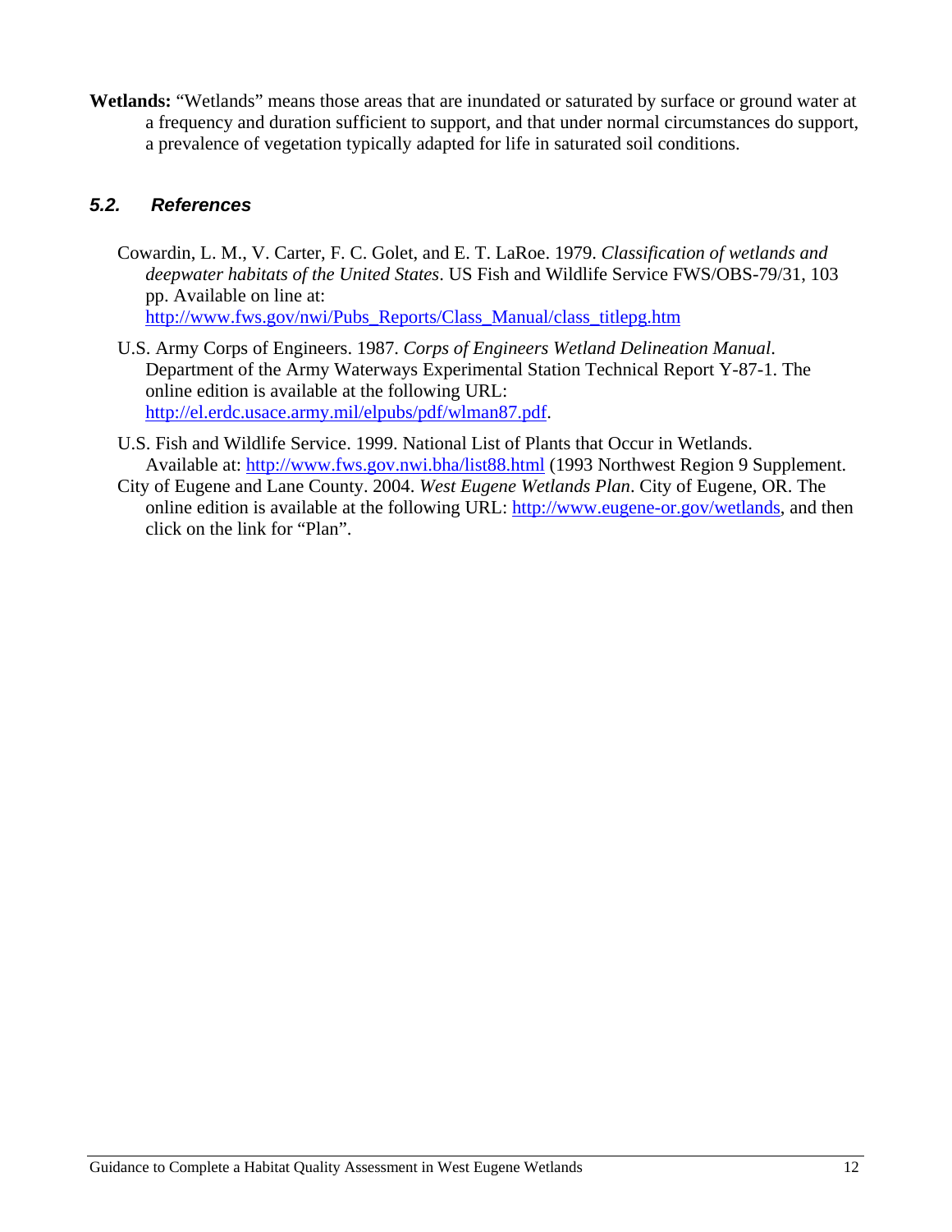**Wetlands:** "Wetlands" means those areas that are inundated or saturated by surface or ground water at a frequency and duration sufficient to support, and that under normal circumstances do support, a prevalence of vegetation typically adapted for life in saturated soil conditions.

### *5.2. References*

Cowardin, L. M., V. Carter, F. C. Golet, and E. T. LaRoe. 1979. *Classification of wetlands and deepwater habitats of the United States*. US Fish and Wildlife Service FWS/OBS-79/31, 103 pp. Available on line at: http://www.fws.gov/nwi/Pubs_Reports/Class_Manual/class_titlepg.htm

U.S. Army Corps of Engineers. 1987. *Corps of Engineers Wetland Delineation Manual*. Department of the Army Waterways Experimental Station Technical Report Y-87-1. The online edition is available at the following URL: http://el.erdc.usace.army.mil/elpubs/pdf/wlman87.pdf.

U.S. Fish and Wildlife Service. 1999. National List of Plants that Occur in Wetlands. Available at: http://www.fws.gov.nwi.bha/list88.html (1993 Northwest Region 9 Supplement.

City of Eugene and Lane County. 2004. *West Eugene Wetlands Plan*. City of Eugene, OR. The online edition is available at the following URL: http://www.eugene-or.gov/wetlands, and then click on the link for "Plan".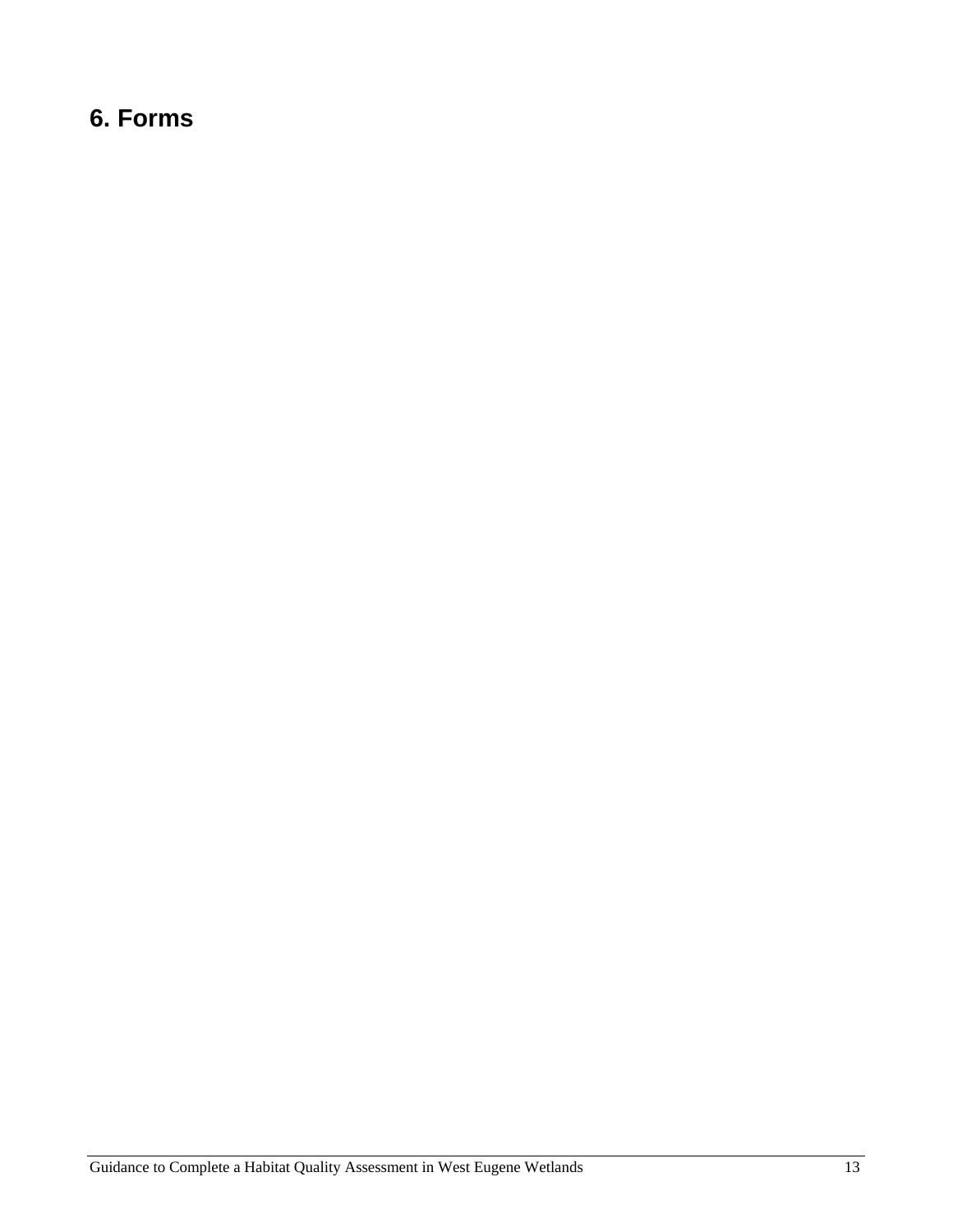## 6. Forms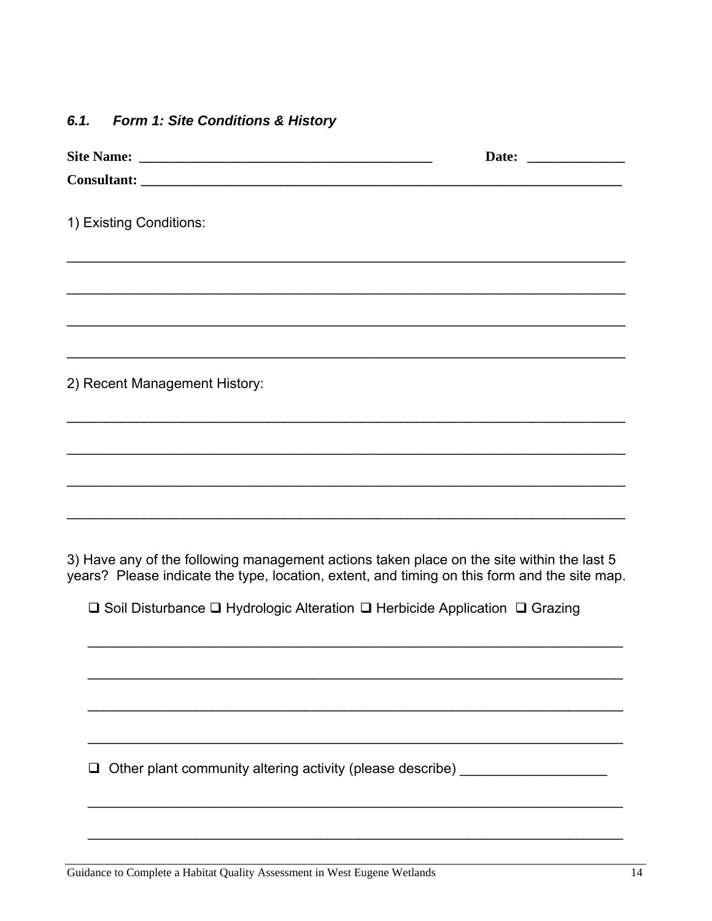### *6.1. Form 1: Site Conditions & History*

**Site Name:** ________________________________________ **Date:** ______________

**Consultant:** ______________________________________________________________________

1) Existing Conditions:

_____________________________________________________________________________

_____________________________________________________________________________

_____________________________________________________________________________

_____________________________________________________________________________

2) Recent Management History:

_____________________________________________________________________________

_____________________________________________________________________________

_____________________________________________________________________________

_____________________________________________________________________________

3) Have any of the following management actions taken place on the site within the last 5 years? Please indicate the type, location, extent, and timing on this form and the site map.

❑ Soil Disturbance ❑ Hydrologic Alteration ❑ Herbicide Application ❑ Grazing

_____________________________________________________________________________

_____________________________________________________________________________

_____________________________________________________________________________

_____________________________________________________________________________

❑ Other plant community altering activity (please describe) ____________________

_____________________________________________________________________________

_____________________________________________________________________________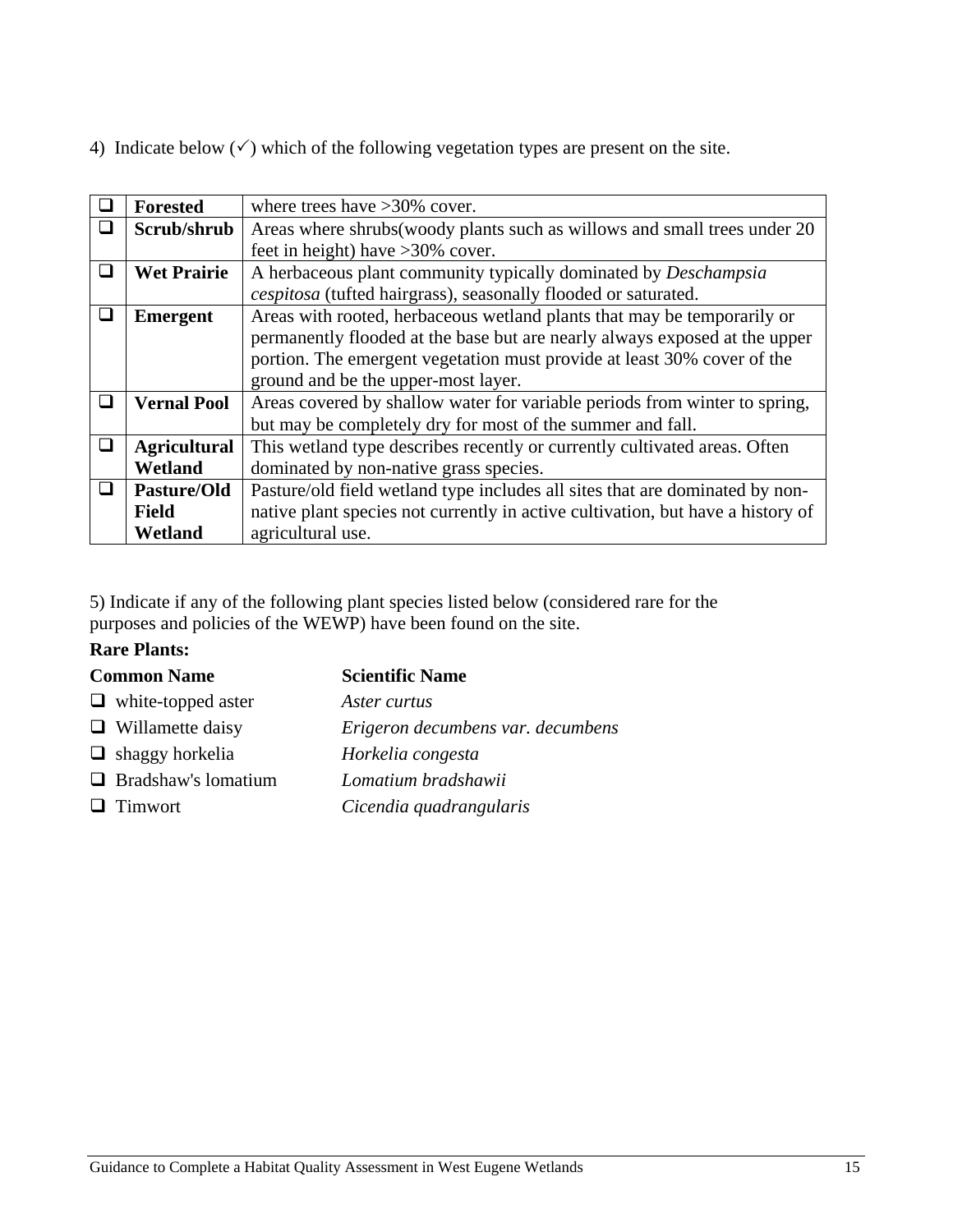4) Indicate below (✓) which of the following vegetation types are present on the site.

| ☐ | **Forested** | where trees have >30% cover. |
|---|---|---|
| ☐ | **Scrub/shrub** | Areas where shrubs(woody plants such as willows and small trees under 20 feet in height) have >30% cover. |
| ☐ | **Wet Prairie** | A herbaceous plant community typically dominated by *Deschampsia cespitosa* (tufted hairgrass), seasonally flooded or saturated. |
| ☐ | **Emergent** | Areas with rooted, herbaceous wetland plants that may be temporarily or permanently flooded at the base but are nearly always exposed at the upper portion. The emergent vegetation must provide at least 30% cover of the ground and be the upper-most layer. |
| ☐ | **Vernal Pool** | Areas covered by shallow water for variable periods from winter to spring, but may be completely dry for most of the summer and fall. |
| ☐ | **Agricultural Wetland** | This wetland type describes recently or currently cultivated areas. Often dominated by non-native grass species. |
| ☐ | **Pasture/Old Field Wetland** | Pasture/old field wetland type includes all sites that are dominated by non-native plant species not currently in active cultivation, but have a history of agricultural use. |

5) Indicate if any of the following plant species listed below (considered rare for the purposes and policies of the WEWP) have been found on the site.

**Rare Plants:**

| **Common Name** | **Scientific Name** |
|---|---|
| ☐ white-topped aster | *Aster curtus* |
| ☐ Willamette daisy | *Erigeron decumbens var. decumbens* |
| ☐ shaggy horkelia | *Horkelia congesta* |
| ☐ Bradshaw's lomatium | *Lomatium bradshawii* |
| ☐ Timwort | *Cicendia quadrangularis* |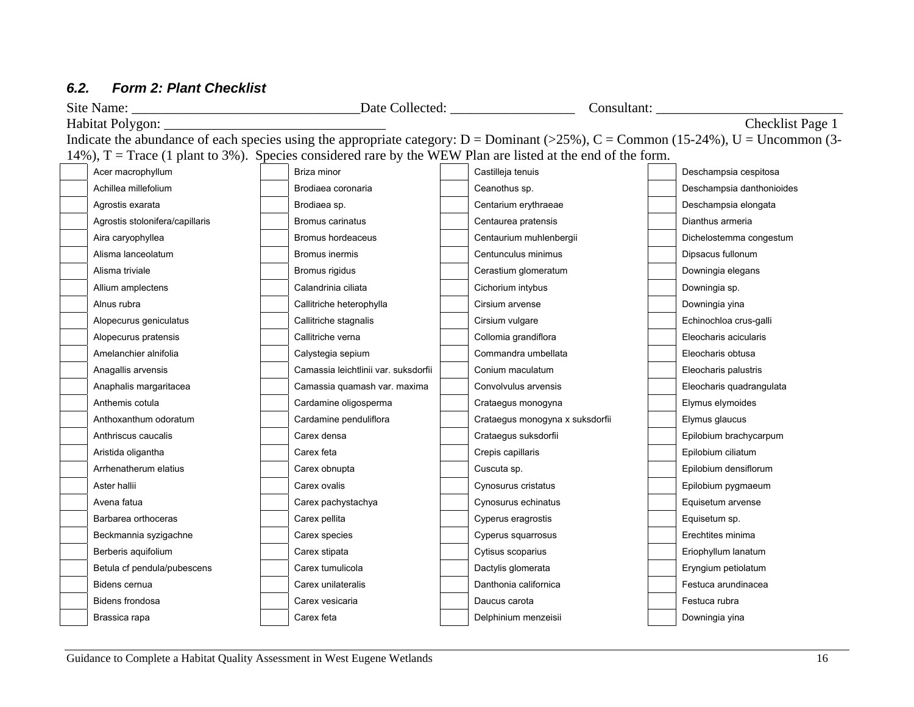### *6.2. Form 2: Plant Checklist*

Site Name: ________________________________Date Collected: __________________ Consultant: ___________________________

Habitat Polygon: _______________________________ Checklist Page 1

Indicate the abundance of each species using the appropriate category: D = Dominant (>25%), C = Common (15-24%), U = Uncommon (3-14%), T = Trace (1 plant to 3%). Species considered rare by the WEW Plan are listed at the end of the form.

| | Species | | Species | | Species | | Species |
|---|---|---|---|---|---|---|---|
| | Acer macrophyllum | | Briza minor | | Castilleja tenuis | | Deschampsia cespitosa |
| | Achillea millefolium | | Brodiaea coronaria | | Ceanothus sp. | | Deschampsia danthonioides |
| | Agrostis exarata | | Brodiaea sp. | | Centarium erythraeae | | Deschampsia elongata |
| | Agrostis stolonifera/capillaris | | Bromus carinatus | | Centaurea pratensis | | Dianthus armeria |
| | Aira caryophyllea | | Bromus hordeaceus | | Centaurium muhlenbergii | | Dichelostemma congestum |
| | Alisma lanceolatum | | Bromus inermis | | Centunculus minimus | | Dipsacus fullonum |
| | Alisma triviale | | Bromus rigidus | | Cerastium glomeratum | | Downingia elegans |
| | Allium amplectens | | Calandrinia ciliata | | Cichorium intybus | | Downingia sp. |
| | Alnus rubra | | Callitriche heterophylla | | Cirsium arvense | | Downingia yina |
| | Alopecurus geniculatus | | Callitriche stagnalis | | Cirsium vulgare | | Echinochloa crus-galli |
| | Alopecurus pratensis | | Callitriche verna | | Collomia grandiflora | | Eleocharis acicularis |
| | Amelanchier alnifolia | | Calystegia sepium | | Commandra umbellata | | Eleocharis obtusa |
| | Anagallis arvensis | | Camassia leichtlinii var. suksdorfii | | Conium maculatum | | Eleocharis palustris |
| | Anaphalis margaritacea | | Camassia quamash var. maxima | | Convolvulus arvensis | | Eleocharis quadrangulata |
| | Anthemis cotula | | Cardamine oligosperma | | Crataegus monogyna | | Elymus elymoides |
| | Anthoxanthum odoratum | | Cardamine penduliflora | | Crataegus monogyna x suksdorfii | | Elymus glaucus |
| | Anthriscus caucalis | | Carex densa | | Crataegus suksdorfii | | Epilobium brachycarpum |
| | Aristida oligantha | | Carex feta | | Crepis capillaris | | Epilobium ciliatum |
| | Arrhenatherum elatius | | Carex obnupta | | Cuscuta sp. | | Epilobium densiflorum |
| | Aster hallii | | Carex ovalis | | Cynosurus cristatus | | Epilobium pygmaeum |
| | Avena fatua | | Carex pachystachya | | Cynosurus echinatus | | Equisetum arvense |
| | Barbarea orthoceras | | Carex pellita | | Cyperus eragrostis | | Equisetum sp. |
| | Beckmannia syzigachne | | Carex species | | Cyperus squarrosus | | Erechtites minima |
| | Berberis aquifolium | | Carex stipata | | Cytisus scoparius | | Eriophyllum lanatum |
| | Betula cf pendula/pubescens | | Carex tumulicola | | Dactylis glomerata | | Eryngium petiolatum |
| | Bidens cernua | | Carex unilateralis | | Danthonia californica | | Festuca arundinacea |
| | Bidens frondosa | | Carex vesicaria | | Daucus carota | | Festuca rubra |
| | Brassica rapa | | Carex feta | | Delphinium menzeisii | | Downingia yina |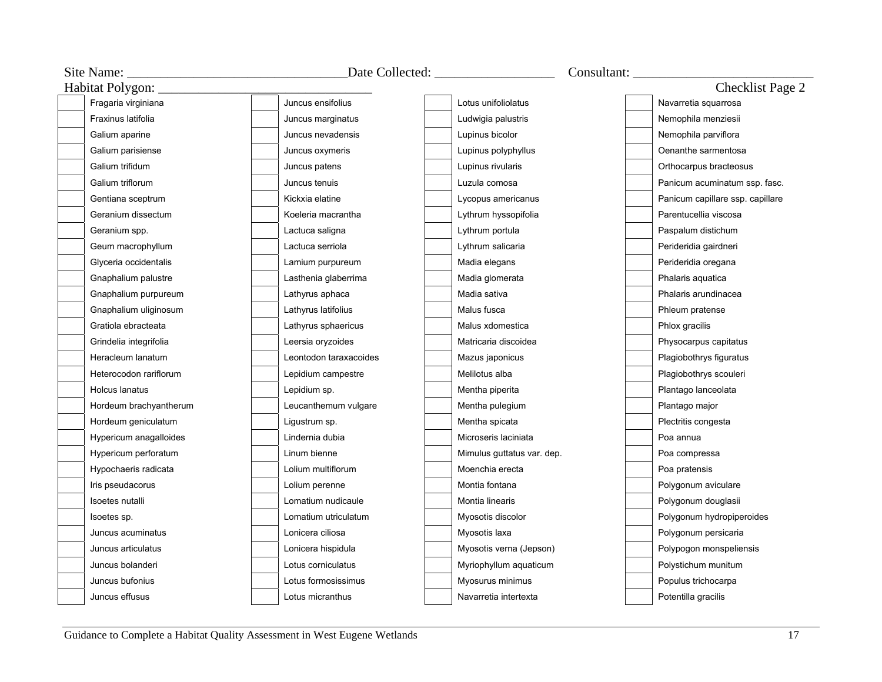Site Name: ________________________________ Date Collected: __________________ Consultant: __________________________

Habitat Polygon: ________________________________ Checklist Page 2

| | | | | | | | |
|---|---|---|---|---|---|---|---|
| | Fragaria virginiana | | Juncus ensifolius | | Lotus unifoliolatus | | Navarretia squarrosa |
| | Fraxinus latifolia | | Juncus marginatus | | Ludwigia palustris | | Nemophila menziesii |
| | Galium aparine | | Juncus nevadensis | | Lupinus bicolor | | Nemophila parviflora |
| | Galium parisiense | | Juncus oxymeris | | Lupinus polyphyllus | | Oenanthe sarmentosa |
| | Galium trifidum | | Juncus patens | | Lupinus rivularis | | Orthocarpus bracteosus |
| | Galium triflorum | | Juncus tenuis | | Luzula comosa | | Panicum acuminatum ssp. fasc. |
| | Gentiana sceptrum | | Kickxia elatine | | Lycopus americanus | | Panicum capillare ssp. capillare |
| | Geranium dissectum | | Koeleria macrantha | | Lythrum hyssopifolia | | Parentucellia viscosa |
| | Geranium spp. | | Lactuca saligna | | Lythrum portula | | Paspalum distichum |
| | Geum macrophyllum | | Lactuca serriola | | Lythrum salicaria | | Perideridia gairdneri |
| | Glyceria occidentalis | | Lamium purpureum | | Madia elegans | | Perideridia oregana |
| | Gnaphalium palustre | | Lasthenia glaberrima | | Madia glomerata | | Phalaris aquatica |
| | Gnaphalium purpureum | | Lathyrus aphaca | | Madia sativa | | Phalaris arundinacea |
| | Gnaphalium uliginosum | | Lathyrus latifolius | | Malus fusca | | Phleum pratense |
| | Gratiola ebracteata | | Lathyrus sphaericus | | Malus xdomestica | | Phlox gracilis |
| | Grindelia integrifolia | | Leersia oryzoides | | Matricaria discoidea | | Physocarpus capitatus |
| | Heracleum lanatum | | Leontodon taraxacoides | | Mazus japonicus | | Plagiobothrys figuratus |
| | Heterocodon rariflorum | | Lepidium campestre | | Melilotus alba | | Plagiobothrys scouleri |
| | Holcus lanatus | | Lepidium sp. | | Mentha piperita | | Plantago lanceolata |
| | Hordeum brachyantherum | | Leucanthemum vulgare | | Mentha pulegium | | Plantago major |
| | Hordeum geniculatum | | Ligustrum sp. | | Mentha spicata | | Plectritis congesta |
| | Hypericum anagalloides | | Lindernia dubia | | Microseris laciniata | | Poa annua |
| | Hypericum perforatum | | Linum bienne | | Mimulus guttatus var. dep. | | Poa compressa |
| | Hypochaeris radicata | | Lolium multiflorum | | Moenchia erecta | | Poa pratensis |
| | Iris pseudacorus | | Lolium perenne | | Montia fontana | | Polygonum aviculare |
| | Isoetes nutalli | | Lomatium nudicaule | | Montia linearis | | Polygonum douglasii |
| | Isoetes sp. | | Lomatium utriculatum | | Myosotis discolor | | Polygonum hydropiperoides |
| | Juncus acuminatus | | Lonicera ciliosa | | Myosotis laxa | | Polygonum persicaria |
| | Juncus articulatus | | Lonicera hispidula | | Myosotis verna (Jepson) | | Polypogon monspeliensis |
| | Juncus bolanderi | | Lotus corniculatus | | Myriophyllum aquaticum | | Polystichum munitum |
| | Juncus bufonius | | Lotus formosissimus | | Myosurus minimus | | Populus trichocarpa |
| | Juncus effusus | | Lotus micranthus | | Navarretia intertexta | | Potentilla gracilis |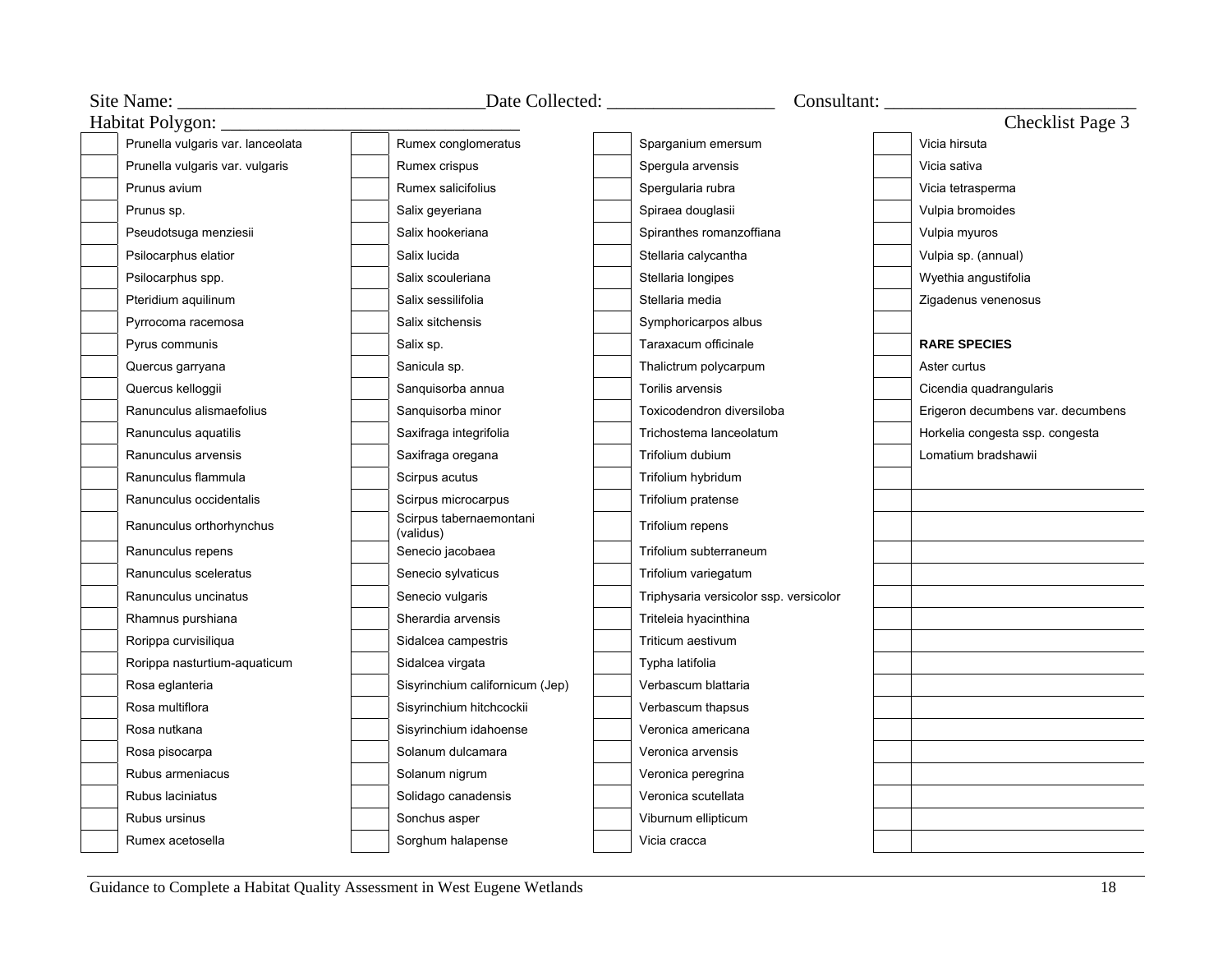Site Name: ________________________________ Date Collected: __________________ Consultant: __________________________

Habitat Polygon: _______________________________ Checklist Page 3

| | | | | | | | |
|---|---|---|---|---|---|---|---|
| | Prunella vulgaris var. lanceolata | | Rumex conglomeratus | | Sparganium emersum | | Vicia hirsuta |
| | Prunella vulgaris var. vulgaris | | Rumex crispus | | Spergula arvensis | | Vicia sativa |
| | Prunus avium | | Rumex salicifolius | | Spergularia rubra | | Vicia tetrasperma |
| | Prunus sp. | | Salix geyeriana | | Spiraea douglasii | | Vulpia bromoides |
| | Pseudotsuga menziesii | | Salix hookeriana | | Spiranthes romanzoffiana | | Vulpia myuros |
| | Psilocarphus elatior | | Salix lucida | | Stellaria calycantha | | Vulpia sp. (annual) |
| | Psilocarphus spp. | | Salix scouleriana | | Stellaria longipes | | Wyethia angustifolia |
| | Pteridium aquilinum | | Salix sessilifolia | | Stellaria media | | Zigadenus venenosus |
| | Pyrrocoma racemosa | | Salix sitchensis | | Symphoricarpos albus | | |
| | Pyrus communis | | Salix sp. | | Taraxacum officinale | | **RARE SPECIES** |
| | Quercus garryana | | Sanicula sp. | | Thalictrum polycarpum | | Aster curtus |
| | Quercus kelloggii | | Sanquisorba annua | | Torilis arvensis | | Cicendia quadrangularis |
| | Ranunculus alismaefolius | | Sanquisorba minor | | Toxicodendron diversiloba | | Erigeron decumbens var. decumbens |
| | Ranunculus aquatilis | | Saxifraga integrifolia | | Trichostema lanceolatum | | Horkelia congesta ssp. congesta |
| | Ranunculus arvensis | | Saxifraga oregana | | Trifolium dubium | | Lomatium bradshawii |
| | Ranunculus flammula | | Scirpus acutus | | Trifolium hybridum | | |
| | Ranunculus occidentalis | | Scirpus microcarpus | | Trifolium pratense | | |
| | Ranunculus orthorhynchus | | Scirpus tabernaemontani (validus) | | Trifolium repens | | |
| | Ranunculus repens | | Senecio jacobaea | | Trifolium subterraneum | | |
| | Ranunculus sceleratus | | Senecio sylvaticus | | Trifolium variegatum | | |
| | Ranunculus uncinatus | | Senecio vulgaris | | Triphysaria versicolor ssp. versicolor | | |
| | Rhamnus purshiana | | Sherardia arvensis | | Triteleia hyacinthina | | |
| | Rorippa curvisiliqua | | Sidalcea campestris | | Triticum aestivum | | |
| | Rorippa nasturtium-aquaticum | | Sidalcea virgata | | Typha latifolia | | |
| | Rosa eglanteria | | Sisyrinchium californicum (Jep) | | Verbascum blattaria | | |
| | Rosa multiflora | | Sisyrinchium hitchcockii | | Verbascum thapsus | | |
| | Rosa nutkana | | Sisyrinchium idahoense | | Veronica americana | | |
| | Rosa pisocarpa | | Solanum dulcamara | | Veronica arvensis | | |
| | Rubus armeniacus | | Solanum nigrum | | Veronica peregrina | | |
| | Rubus laciniatus | | Solidago canadensis | | Veronica scutellata | | |
| | Rubus ursinus | | Sonchus asper | | Viburnum ellipticum | | |
| | Rumex acetosella | | Sorghum halapense | | Vicia cracca | | |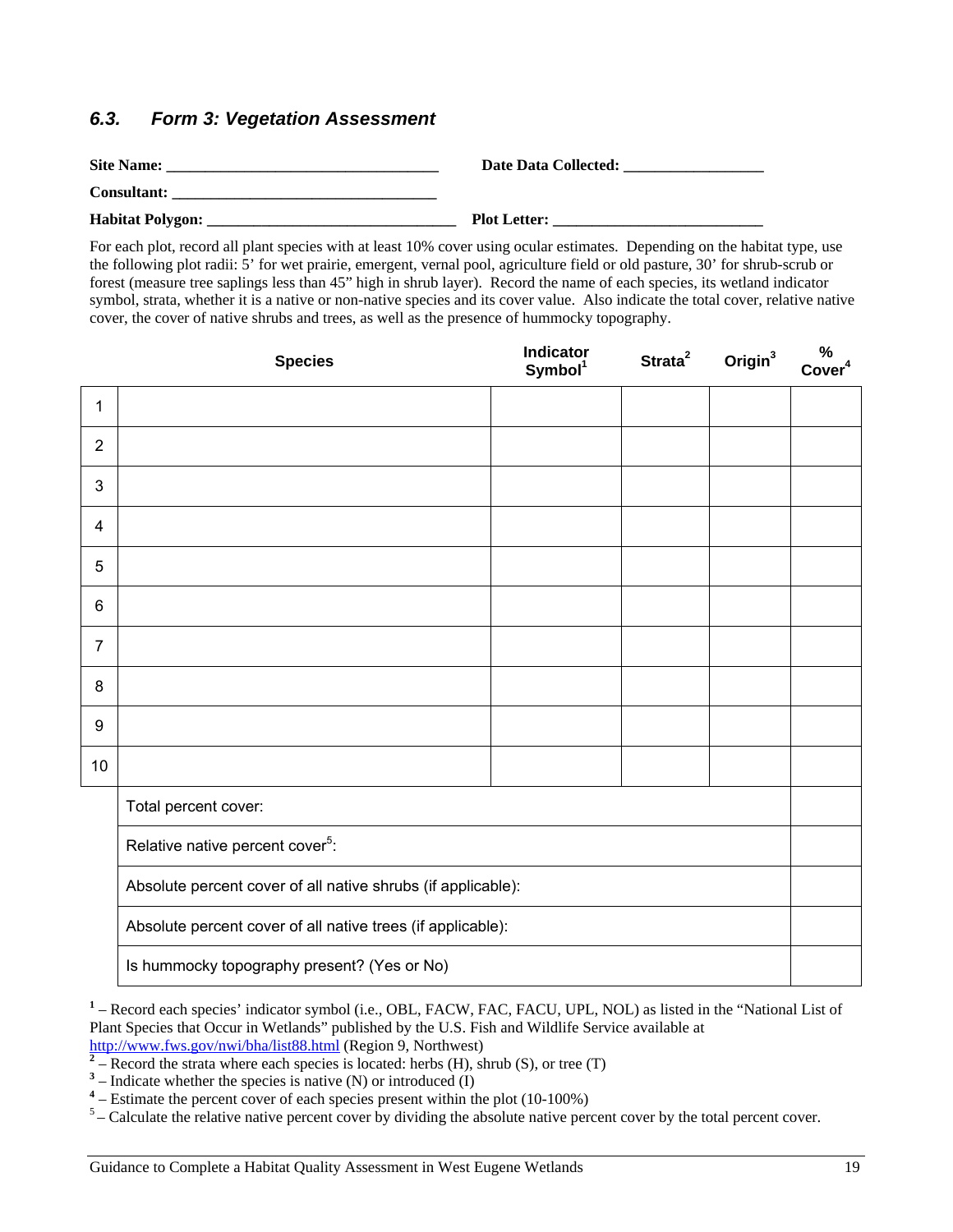### *6.3. Form 3: Vegetation Assessment*

**Site Name:** ___________________________________ **Date Data Collected:** __________________

**Consultant:** __________________________________

**Habitat Polygon:** _______________________________ **Plot Letter:** ___________________________

For each plot, record all plant species with at least 10% cover using ocular estimates. Depending on the habitat type, use the following plot radii: 5' for wet prairie, emergent, vernal pool, agriculture field or old pasture, 30' for shrub-scrub or forest (measure tree saplings less than 45" high in shrub layer). Record the name of each species, its wetland indicator symbol, strata, whether it is a native or non-native species and its cover value. Also indicate the total cover, relative native cover, the cover of native shrubs and trees, as well as the presence of hummocky topography.

| | Species | Indicator Symbol[1] | Strata[2] | Origin[3] | % Cover[4] |
|---|---|---|---|---|---|
| 1 | | | | | |
| 2 | | | | | |
| 3 | | | | | |
| 4 | | | | | |
| 5 | | | | | |
| 6 | | | | | |
| 7 | | | | | |
| 8 | | | | | |
| 9 | | | | | |
| 10 | | | | | |
| | Total percent cover: | | | | |
| | Relative native percent cover[5]: | | | | |
| | Absolute percent cover of all native shrubs (if applicable): | | | | |
| | Absolute percent cover of all native trees (if applicable): | | | | |
| | Is hummocky topography present? (Yes or No) | | | | |

[1] – Record each species' indicator symbol (i.e., OBL, FACW, FAC, FACU, UPL, NOL) as listed in the "National List of Plant Species that Occur in Wetlands" published by the U.S. Fish and Wildlife Service available at http://www.fws.gov/nwi/bha/list88.html (Region 9, Northwest)

[2] – Record the strata where each species is located: herbs (H), shrub (S), or tree (T)

[3] – Indicate whether the species is native (N) or introduced (I)

[4] – Estimate the percent cover of each species present within the plot (10-100%)

[5] – Calculate the relative native percent cover by dividing the absolute native percent cover by the total percent cover.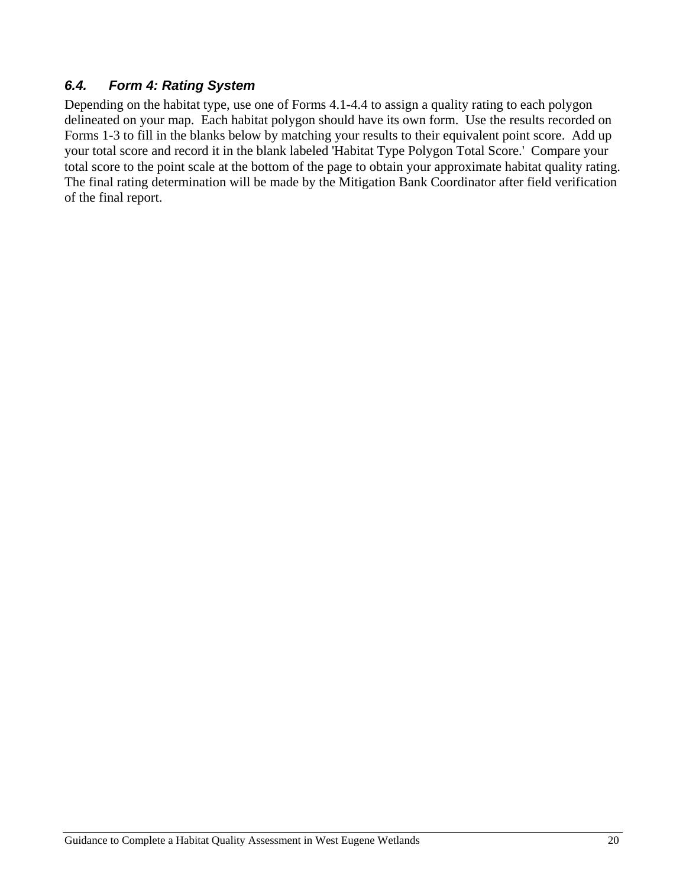### *6.4. Form 4: Rating System*

Depending on the habitat type, use one of Forms 4.1-4.4 to assign a quality rating to each polygon delineated on your map. Each habitat polygon should have its own form. Use the results recorded on Forms 1-3 to fill in the blanks below by matching your results to their equivalent point score. Add up your total score and record it in the blank labeled 'Habitat Type Polygon Total Score.' Compare your total score to the point scale at the bottom of the page to obtain your approximate habitat quality rating. The final rating determination will be made by the Mitigation Bank Coordinator after field verification of the final report.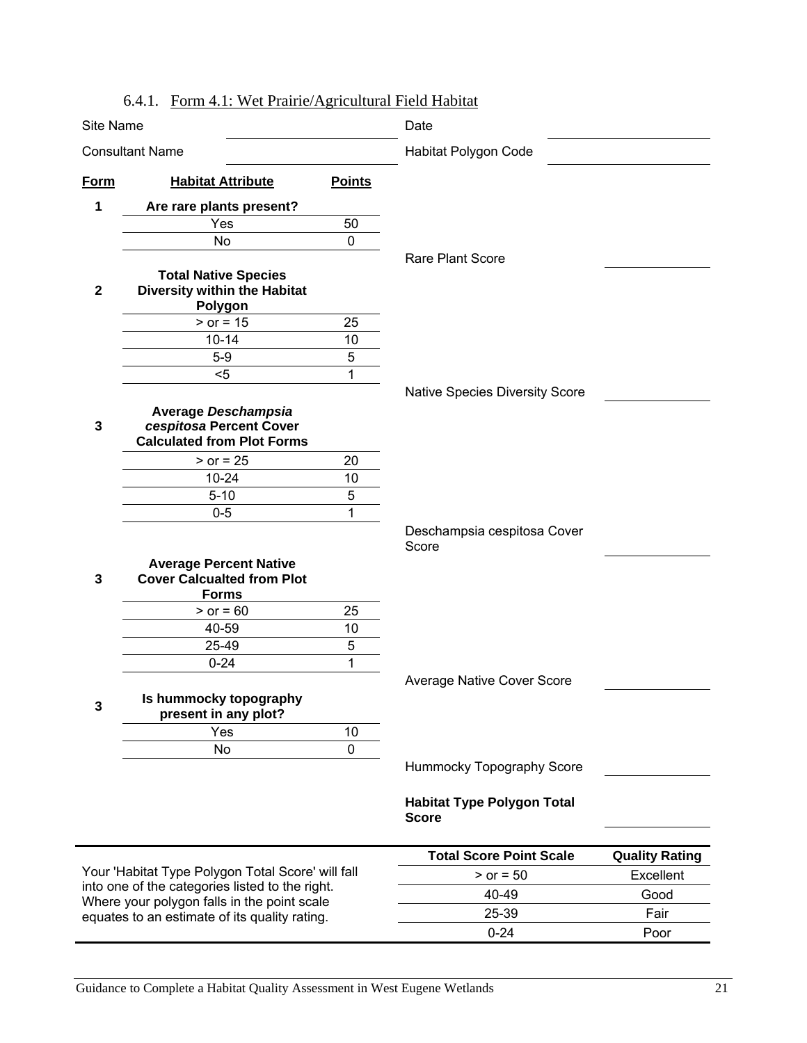### 6.4.1. Form 4.1: Wet Prairie/Agricultural Field Habitat

Site Name ____________________ Date ____________________

Consultant Name ____________________ Habitat Polygon Code ____________________

| Form | Habitat Attribute | Points | | |
|---|---|---|---|---|
| **1** | **Are rare plants present?** | | | |
| | Yes | 50 | | |
| | No | 0 | | |
| | | | Rare Plant Score | ________ |
| **2** | **Total Native Species Diversity within the Habitat Polygon** | | | |
| | > or = 15 | 25 | | |
| | 10-14 | 10 | | |
| | 5-9 | 5 | | |
| | <5 | 1 | | |
| | | | Native Species Diversity Score | ________ |
| **3** | **Average *Deschampsia cespitosa* Percent Cover Calculated from Plot Forms** | | | |
| | > or = 25 | 20 | | |
| | 10-24 | 10 | | |
| | 5-10 | 5 | | |
| | 0-5 | 1 | | |
| | | | Deschampsia cespitosa Cover Score | ________ |
| **3** | **Average Percent Native Cover Calcualted from Plot Forms** | | | |
| | > or = 60 | 25 | | |
| | 40-59 | 10 | | |
| | 25-49 | 5 | | |
| | 0-24 | 1 | | |
| | | | Average Native Cover Score | ________ |
| **3** | **Is hummocky topography present in any plot?** | | | |
| | Yes | 10 | | |
| | No | 0 | | |
| | | | Hummocky Topography Score | ________ |
| | | | **Habitat Type Polygon Total Score** | ________ |

Your 'Habitat Type Polygon Total Score' will fall into one of the categories listed to the right. Where your polygon falls in the point scale equates to an estimate of its quality rating.

| Total Score Point Scale | Quality Rating |
|---|---|
| > or = 50 | Excellent |
| 40-49 | Good |
| 25-39 | Fair |
| 0-24 | Poor |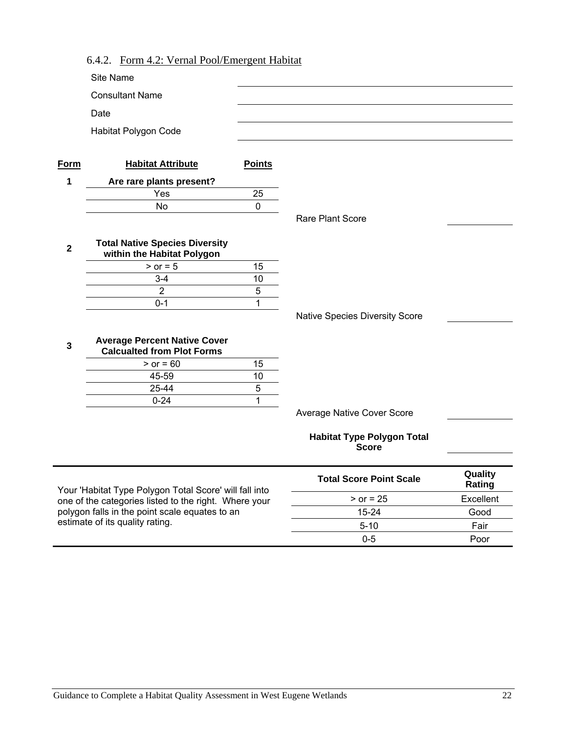### 6.4.2. Form 4.2: Vernal Pool/Emergent Habitat

Site Name \_\_\_\_\_\_\_\_\_\_\_\_\_\_\_\_\_\_\_\_

Consultant Name \_\_\_\_\_\_\_\_\_\_\_\_\_\_\_\_\_\_\_\_

Date \_\_\_\_\_\_\_\_\_\_\_\_\_\_\_\_\_\_\_\_

Habitat Polygon Code \_\_\_\_\_\_\_\_\_\_\_\_\_\_\_\_\_\_\_\_

| Form | Habitat Attribute | Points | |
|---|---|---|---|
| **1** | **Are rare plants present?** | | |
| | Yes | 25 | |
| | No | 0 | |
| | | | Rare Plant Score \_\_\_\_\_\_\_\_ |
| **2** | **Total Native Species Diversity within the Habitat Polygon** | | |
| | > or = 5 | 15 | |
| | 3-4 | 10 | |
| | 2 | 5 | |
| | 0-1 | 1 | |
| | | | Native Species Diversity Score \_\_\_\_\_\_\_\_ |
| **3** | **Average Percent Native Cover Calcualted from Plot Forms** | | |
| | > or = 60 | 15 | |
| | 45-59 | 10 | |
| | 25-44 | 5 | |
| | 0-24 | 1 | |
| | | | Average Native Cover Score \_\_\_\_\_\_\_\_ |
| | | | **Habitat Type Polygon Total Score** \_\_\_\_\_\_\_\_ |

Your 'Habitat Type Polygon Total Score' will fall into one of the categories listed to the right. Where your polygon falls in the point scale equates to an estimate of its quality rating.

| Total Score Point Scale | Quality Rating |
|---|---|
| > or = 25 | Excellent |
| 15-24 | Good |
| 5-10 | Fair |
| 0-5 | Poor |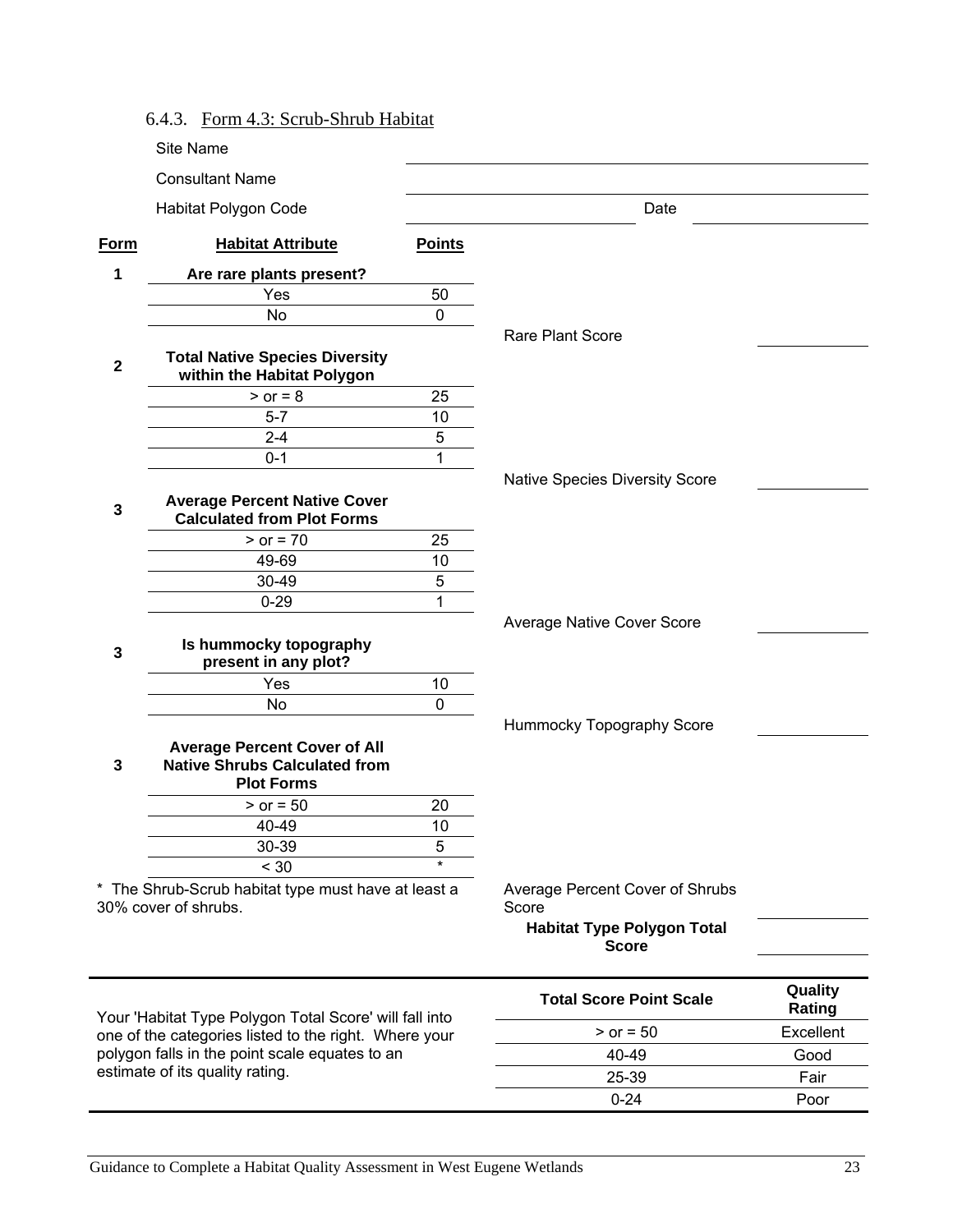### 6.4.3. Form 4.3: Scrub-Shrub Habitat

Site Name ______________________

Consultant Name ______________________

Habitat Polygon Code ______________________ Date ____________

| Form | Habitat Attribute | Points | | |
|---|---|---|---|---|
| **1** | **Are rare plants present?** | | | |
| | Yes | 50 | | |
| | No | 0 | | |
| | | | Rare Plant Score | ______ |
| **2** | **Total Native Species Diversity within the Habitat Polygon** | | | |
| | > or = 8 | 25 | | |
| | 5-7 | 10 | | |
| | 2-4 | 5 | | |
| | 0-1 | 1 | | |
| | | | Native Species Diversity Score | ______ |
| **3** | **Average Percent Native Cover Calculated from Plot Forms** | | | |
| | > or = 70 | 25 | | |
| | 49-69 | 10 | | |
| | 30-49 | 5 | | |
| | 0-29 | 1 | | |
| | | | Average Native Cover Score | ______ |
| **3** | **Is hummocky topography present in any plot?** | | | |
| | Yes | 10 | | |
| | No | 0 | | |
| | | | Hummocky Topography Score | ______ |
| **3** | **Average Percent Cover of All Native Shrubs Calculated from Plot Forms** | | | |
| | > or = 50 | 20 | | |
| | 40-49 | 10 | | |
| | 30-39 | 5 | | |
| | < 30 | * | | |
| | | | Average Percent Cover of Shrubs Score | ______ |
| | | | **Habitat Type Polygon Total Score** | ______ |

* The Shrub-Scrub habitat type must have at least a 30% cover of shrubs.

Your 'Habitat Type Polygon Total Score' will fall into one of the categories listed to the right. Where your polygon falls in the point scale equates to an estimate of its quality rating.

| Total Score Point Scale | Quality Rating |
|---|---|
| > or = 50 | Excellent |
| 40-49 | Good |
| 25-39 | Fair |
| 0-24 | Poor |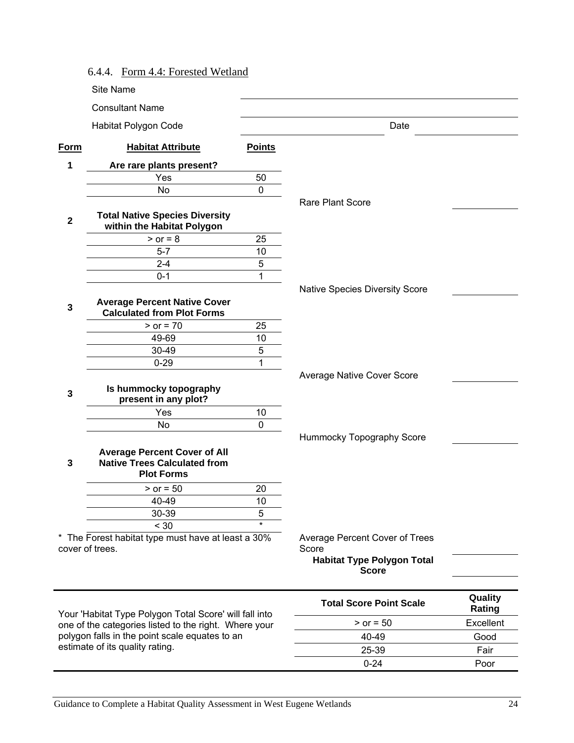### 6.4.4. Form 4.4: Forested Wetland

Site Name ____________________

Consultant Name ____________________

Habitat Polygon Code ____________________ Date ____________

| Form | Habitat Attribute | Points | | |
|---|---|---|---|---|
| 1 | **Are rare plants present?** | | | |
| | Yes | 50 | | |
| | No | 0 | | |
| | | | Rare Plant Score | ______ |
| 2 | **Total Native Species Diversity within the Habitat Polygon** | | | |
| | > or = 8 | 25 | | |
| | 5-7 | 10 | | |
| | 2-4 | 5 | | |
| | 0-1 | 1 | | |
| | | | Native Species Diversity Score | ______ |
| 3 | **Average Percent Native Cover Calculated from Plot Forms** | | | |
| | > or = 70 | 25 | | |
| | 49-69 | 10 | | |
| | 30-49 | 5 | | |
| | 0-29 | 1 | | |
| | | | Average Native Cover Score | ______ |
| 3 | **Is hummocky topography present in any plot?** | | | |
| | Yes | 10 | | |
| | No | 0 | | |
| | | | Hummocky Topography Score | ______ |
| 3 | **Average Percent Cover of All Native Trees Calculated from Plot Forms** | | | |
| | > or = 50 | 20 | | |
| | 40-49 | 10 | | |
| | 30-39 | 5 | | |
| | < 30 | * | | |
| | | | Average Percent Cover of Trees Score | ______ |
| | | | **Habitat Type Polygon Total Score** | ______ |

* The Forest habitat type must have at least a 30% cover of trees.

Your 'Habitat Type Polygon Total Score' will fall into one of the categories listed to the right. Where your polygon falls in the point scale equates to an estimate of its quality rating.

| Total Score Point Scale | Quality Rating |
|---|---|
| > or = 50 | Excellent |
| 40-49 | Good |
| 25-39 | Fair |
| 0-24 | Poor |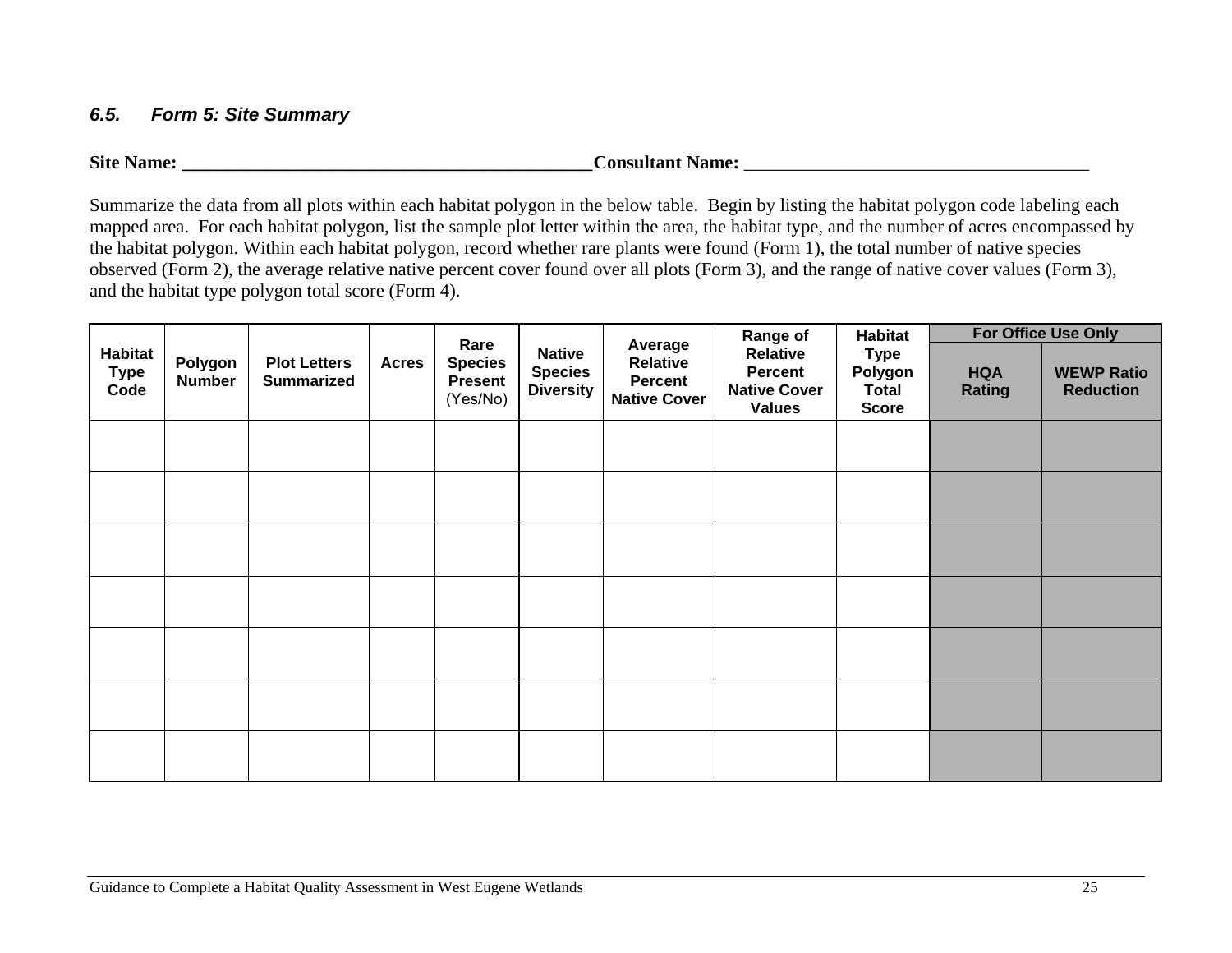### *6.5. Form 5: Site Summary*

**Site Name: ____________________________________________Consultant Name:** ____________________________________

Summarize the data from all plots within each habitat polygon in the below table. Begin by listing the habitat polygon code labeling each mapped area. For each habitat polygon, list the sample plot letter within the area, the habitat type, and the number of acres encompassed by the habitat polygon. Within each habitat polygon, record whether rare plants were found (Form 1), the total number of native species observed (Form 2), the average relative native percent cover found over all plots (Form 3), and the range of native cover values (Form 3), and the habitat type polygon total score (Form 4).

| Habitat Type Code | Polygon Number | Plot Letters Summarized | Acres | Rare Species Present (Yes/No) | Native Species Diversity | Average Relative Percent Native Cover | Range of Relative Percent Native Cover Values | Habitat Type Polygon Total Score | For Office Use Only | |
|---|---|---|---|---|---|---|---|---|---|---|
| | | | | | | | | | HQA Rating | WEWP Ratio Reduction |
| | | | | | | | | | | |
| | | | | | | | | | | |
| | | | | | | | | | | |
| | | | | | | | | | | |
| | | | | | | | | | | |
| | | | | | | | | | | |
| | | | | | | | | | | |